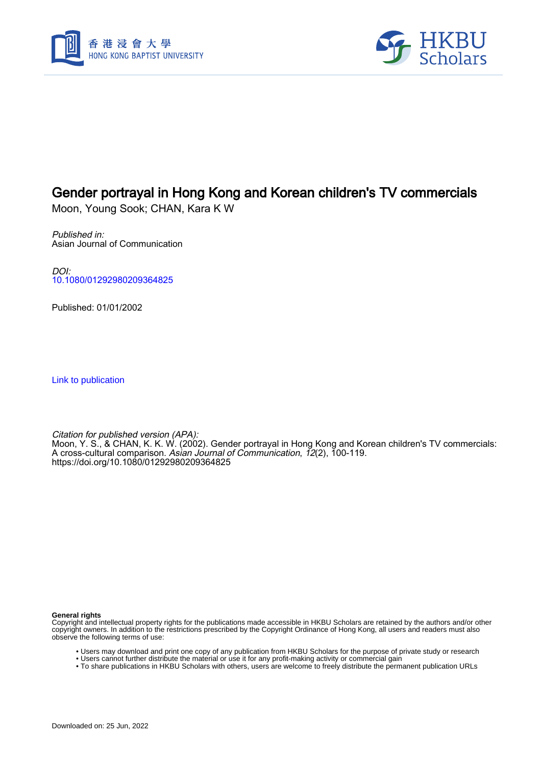# Gender portrayal in Hong Kong and Korean children's TV commercials

Moon, Young Sook; CHAN, Kara K W

*Published in:*
Asian Journal of Communication

*DOI:*
10.1080/01292980209364825

Published: 01/01/2002

Link to publication

*Citation for published version (APA):*
Moon, Y. S., & CHAN, K. K. W. (2002). Gender portrayal in Hong Kong and Korean children's TV commercials: A cross-cultural comparison. *Asian Journal of Communication*, *12*(2), 100-119. https://doi.org/10.1080/01292980209364825

**General rights**
Copyright and intellectual property rights for the publications made accessible in HKBU Scholars are retained by the authors and/or other copyright owners. In addition to the restrictions prescribed by the Copyright Ordinance of Hong Kong, all users and readers must also observe the following terms of use:

- Users may download and print one copy of any publication from HKBU Scholars for the purpose of private study or research
- Users cannot further distribute the material or use it for any profit-making activity or commercial gain
- To share publications in HKBU Scholars with others, users are welcome to freely distribute the permanent publication URLs

Downloaded on: 25 Jun, 2022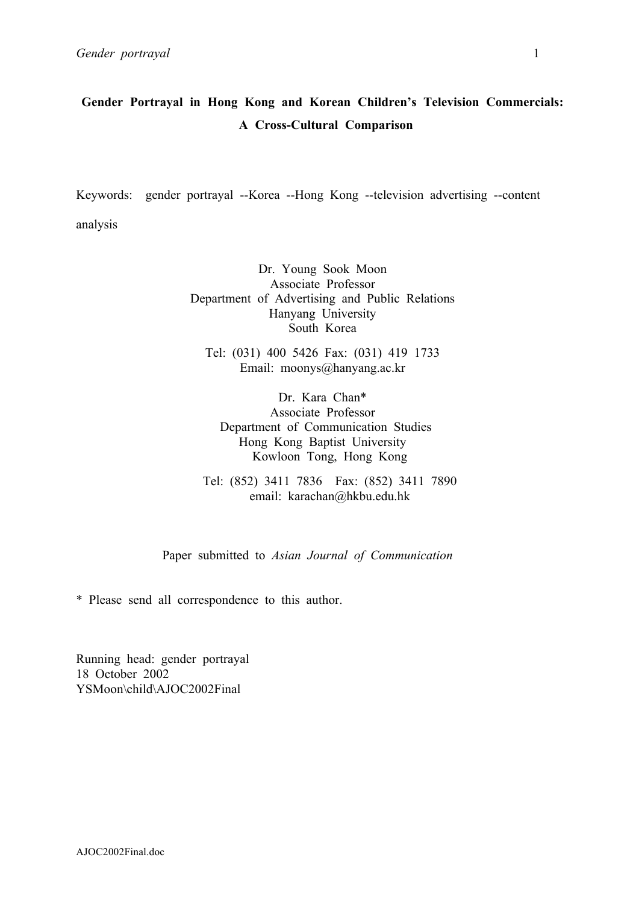# Gender Portrayal in Hong Kong and Korean Children's Television Commercials: A Cross-Cultural Comparison

Keywords: gender portrayal --Korea --Hong Kong --television advertising --content analysis

Dr. Young Sook Moon
Associate Professor
Department of Advertising and Public Relations
Hanyang University
South Korea

Tel: (031) 400 5426 Fax: (031) 419 1733
Email: moonys@hanyang.ac.kr

Dr. Kara Chan*
Associate Professor
Department of Communication Studies
Hong Kong Baptist University
Kowloon Tong, Hong Kong

Tel: (852) 3411 7836 Fax: (852) 3411 7890
email: karachan@hkbu.edu.hk

Paper submitted to *Asian Journal of Communication*

* Please send all correspondence to this author.

Running head: gender portrayal
18 October 2002
YSMoon\child\AJOC2002Final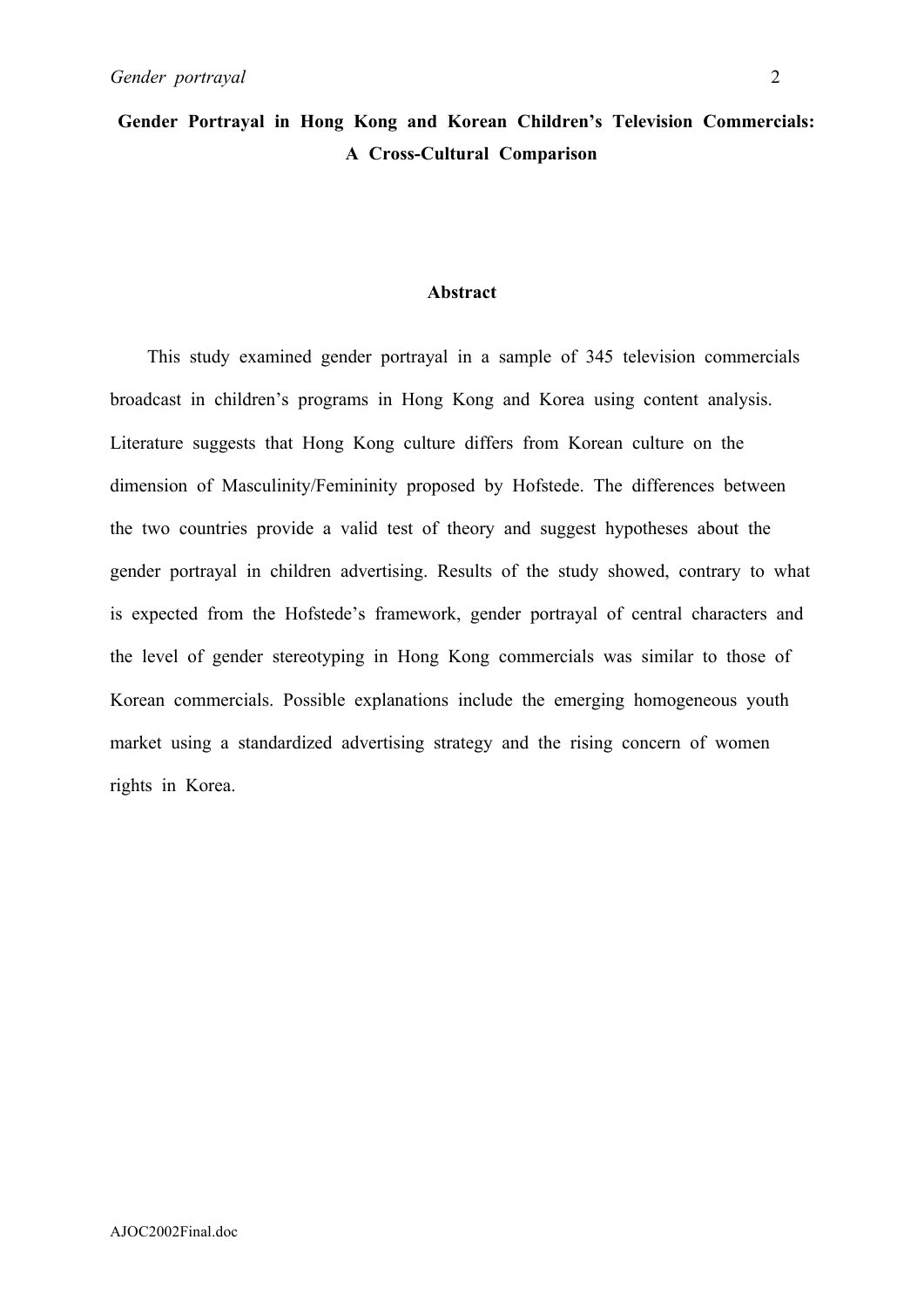**Gender Portrayal in Hong Kong and Korean Children's Television Commercials: A Cross-Cultural Comparison**

**Abstract**

This study examined gender portrayal in a sample of 345 television commercials broadcast in children's programs in Hong Kong and Korea using content analysis. Literature suggests that Hong Kong culture differs from Korean culture on the dimension of Masculinity/Femininity proposed by Hofstede. The differences between the two countries provide a valid test of theory and suggest hypotheses about the gender portrayal in children advertising. Results of the study showed, contrary to what is expected from the Hofstede's framework, gender portrayal of central characters and the level of gender stereotyping in Hong Kong commercials was similar to those of Korean commercials. Possible explanations include the emerging homogeneous youth market using a standardized advertising strategy and the rising concern of women rights in Korea.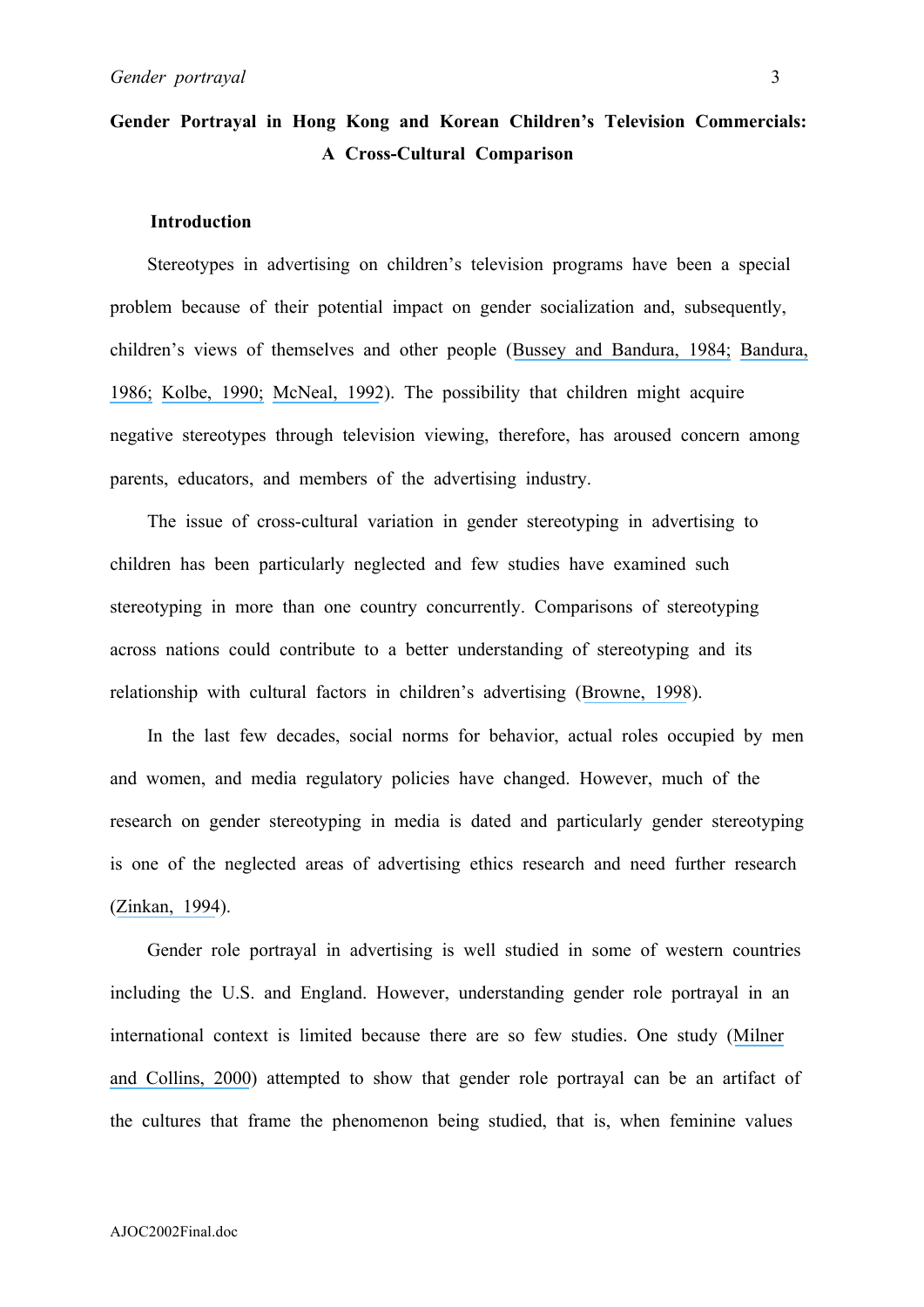# Gender Portrayal in Hong Kong and Korean Children's Television Commercials: A Cross-Cultural Comparison

## Introduction

Stereotypes in advertising on children's television programs have been a special problem because of their potential impact on gender socialization and, subsequently, children's views of themselves and other people (Bussey and Bandura, 1984; Bandura, 1986; Kolbe, 1990; McNeal, 1992). The possibility that children might acquire negative stereotypes through television viewing, therefore, has aroused concern among parents, educators, and members of the advertising industry.

The issue of cross-cultural variation in gender stereotyping in advertising to children has been particularly neglected and few studies have examined such stereotyping in more than one country concurrently. Comparisons of stereotyping across nations could contribute to a better understanding of stereotyping and its relationship with cultural factors in children's advertising (Browne, 1998).

In the last few decades, social norms for behavior, actual roles occupied by men and women, and media regulatory policies have changed. However, much of the research on gender stereotyping in media is dated and particularly gender stereotyping is one of the neglected areas of advertising ethics research and need further research (Zinkan, 1994).

Gender role portrayal in advertising is well studied in some of western countries including the U.S. and England. However, understanding gender role portrayal in an international context is limited because there are so few studies. One study (Milner and Collins, 2000) attempted to show that gender role portrayal can be an artifact of the cultures that frame the phenomenon being studied, that is, when feminine values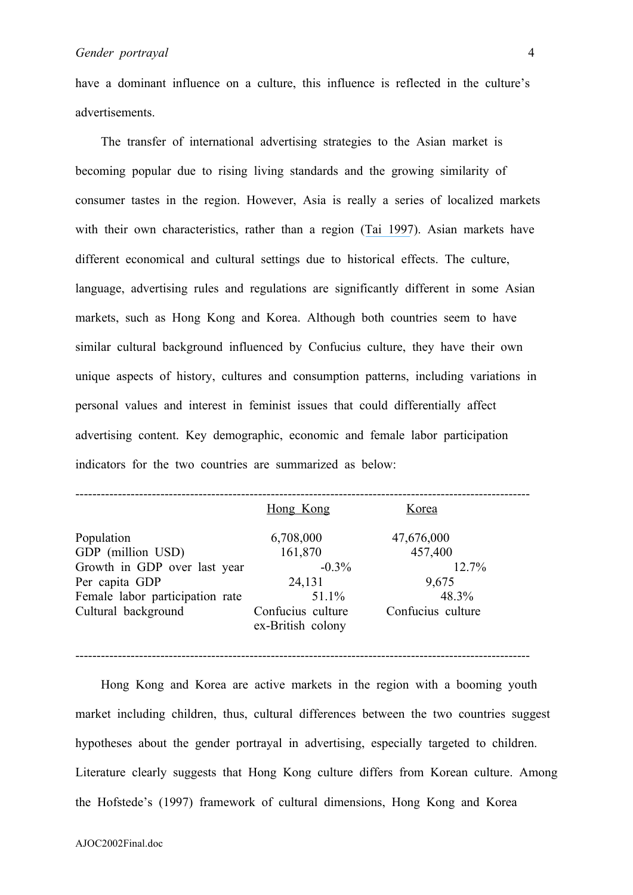have a dominant influence on a culture, this influence is reflected in the culture's advertisements.

The transfer of international advertising strategies to the Asian market is becoming popular due to rising living standards and the growing similarity of consumer tastes in the region. However, Asia is really a series of localized markets with their own characteristics, rather than a region (Tai 1997). Asian markets have different economical and cultural settings due to historical effects. The culture, language, advertising rules and regulations are significantly different in some Asian markets, such as Hong Kong and Korea. Although both countries seem to have similar cultural background influenced by Confucius culture, they have their own unique aspects of history, cultures and consumption patterns, including variations in personal values and interest in feminist issues that could differentially affect advertising content. Key demographic, economic and female labor participation indicators for the two countries are summarized as below:

| | Hong Kong | Korea |
|---|---|---|
| Population | 6,708,000 | 47,676,000 |
| GDP (million USD) | 161,870 | 457,400 |
| Growth in GDP over last year | -0.3% | 12.7% |
| Per capita GDP | 24,131 | 9,675 |
| Female labor participation rate | 51.1% | 48.3% |
| Cultural background | Confucius culture<br>ex-British colony | Confucius culture |

Hong Kong and Korea are active markets in the region with a booming youth market including children, thus, cultural differences between the two countries suggest hypotheses about the gender portrayal in advertising, especially targeted to children. Literature clearly suggests that Hong Kong culture differs from Korean culture. Among the Hofstede's (1997) framework of cultural dimensions, Hong Kong and Korea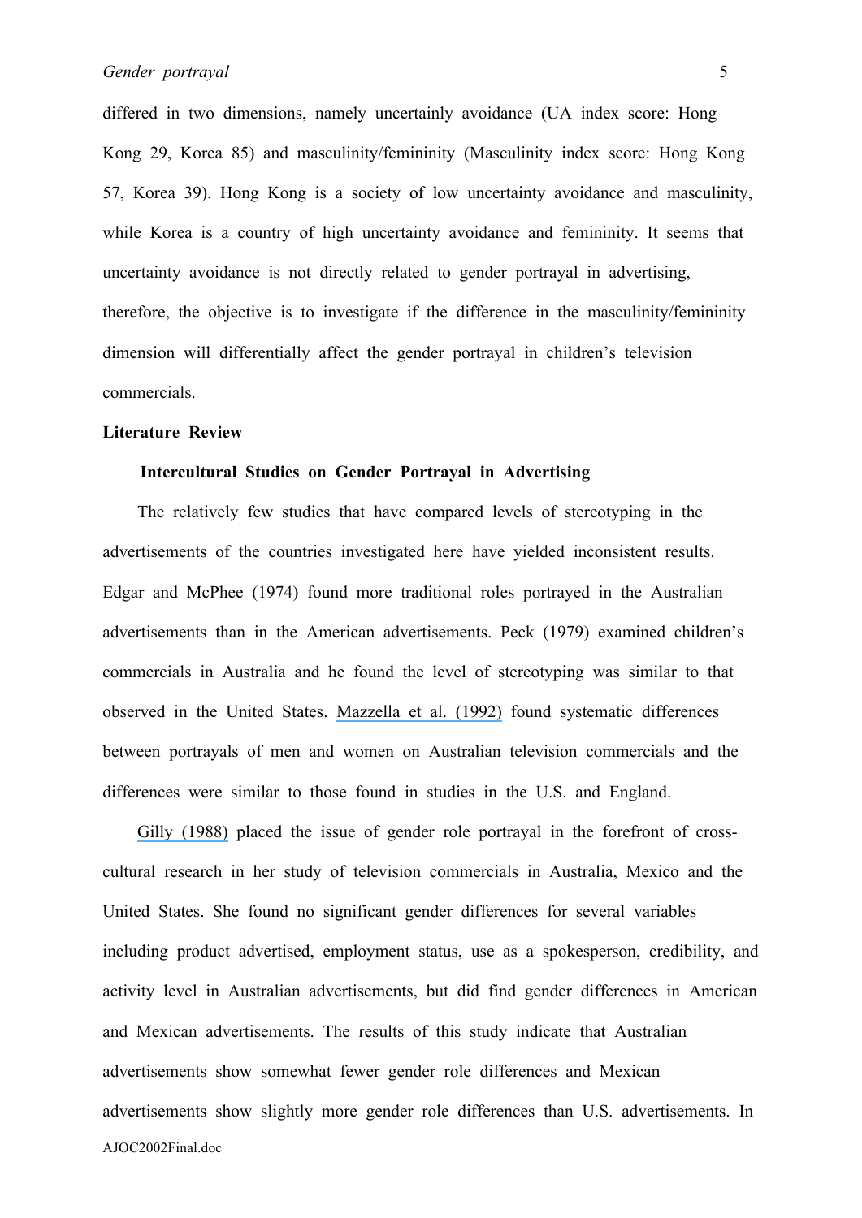differed in two dimensions, namely uncertainly avoidance (UA index score: Hong Kong 29, Korea 85) and masculinity/femininity (Masculinity index score: Hong Kong 57, Korea 39). Hong Kong is a society of low uncertainty avoidance and masculinity, while Korea is a country of high uncertainty avoidance and femininity. It seems that uncertainty avoidance is not directly related to gender portrayal in advertising, therefore, the objective is to investigate if the difference in the masculinity/femininity dimension will differentially affect the gender portrayal in children's television commercials.

## Literature Review

### Intercultural Studies on Gender Portrayal in Advertising

The relatively few studies that have compared levels of stereotyping in the advertisements of the countries investigated here have yielded inconsistent results. Edgar and McPhee (1974) found more traditional roles portrayed in the Australian advertisements than in the American advertisements. Peck (1979) examined children's commercials in Australia and he found the level of stereotyping was similar to that observed in the United States. Mazzella et al. (1992) found systematic differences between portrayals of men and women on Australian television commercials and the differences were similar to those found in studies in the U.S. and England.

Gilly (1988) placed the issue of gender role portrayal in the forefront of cross-cultural research in her study of television commercials in Australia, Mexico and the United States. She found no significant gender differences for several variables including product advertised, employment status, use as a spokesperson, credibility, and activity level in Australian advertisements, but did find gender differences in American and Mexican advertisements. The results of this study indicate that Australian advertisements show somewhat fewer gender role differences and Mexican advertisements show slightly more gender role differences than U.S. advertisements. In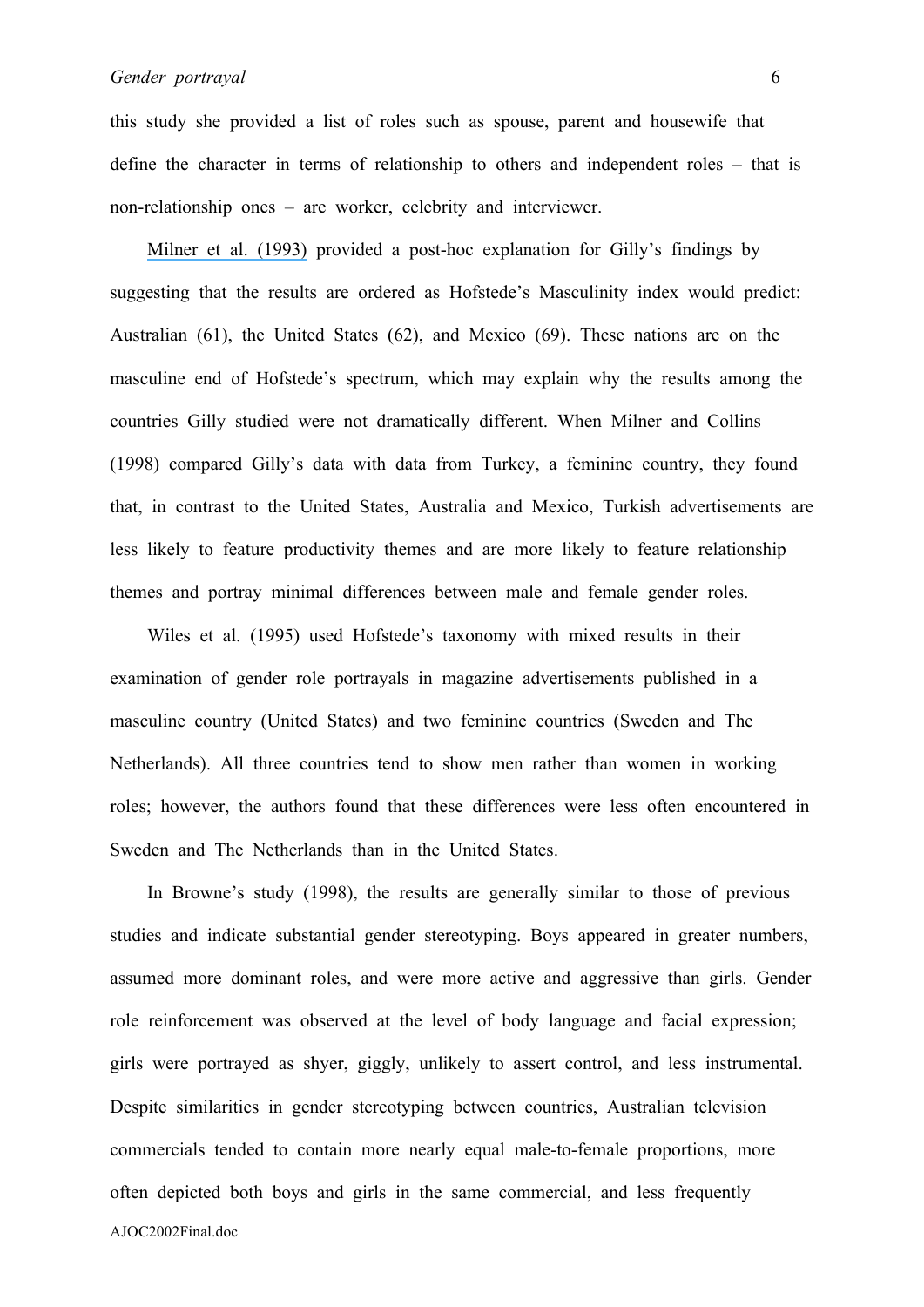this study she provided a list of roles such as spouse, parent and housewife that define the character in terms of relationship to others and independent roles – that is non-relationship ones – are worker, celebrity and interviewer.

Milner et al. (1993) provided a post-hoc explanation for Gilly's findings by suggesting that the results are ordered as Hofstede's Masculinity index would predict: Australian (61), the United States (62), and Mexico (69). These nations are on the masculine end of Hofstede's spectrum, which may explain why the results among the countries Gilly studied were not dramatically different. When Milner and Collins (1998) compared Gilly's data with data from Turkey, a feminine country, they found that, in contrast to the United States, Australia and Mexico, Turkish advertisements are less likely to feature productivity themes and are more likely to feature relationship themes and portray minimal differences between male and female gender roles.

Wiles et al. (1995) used Hofstede's taxonomy with mixed results in their examination of gender role portrayals in magazine advertisements published in a masculine country (United States) and two feminine countries (Sweden and The Netherlands). All three countries tend to show men rather than women in working roles; however, the authors found that these differences were less often encountered in Sweden and The Netherlands than in the United States.

In Browne's study (1998), the results are generally similar to those of previous studies and indicate substantial gender stereotyping. Boys appeared in greater numbers, assumed more dominant roles, and were more active and aggressive than girls. Gender role reinforcement was observed at the level of body language and facial expression; girls were portrayed as shyer, giggly, unlikely to assert control, and less instrumental. Despite similarities in gender stereotyping between countries, Australian television commercials tended to contain more nearly equal male-to-female proportions, more often depicted both boys and girls in the same commercial, and less frequently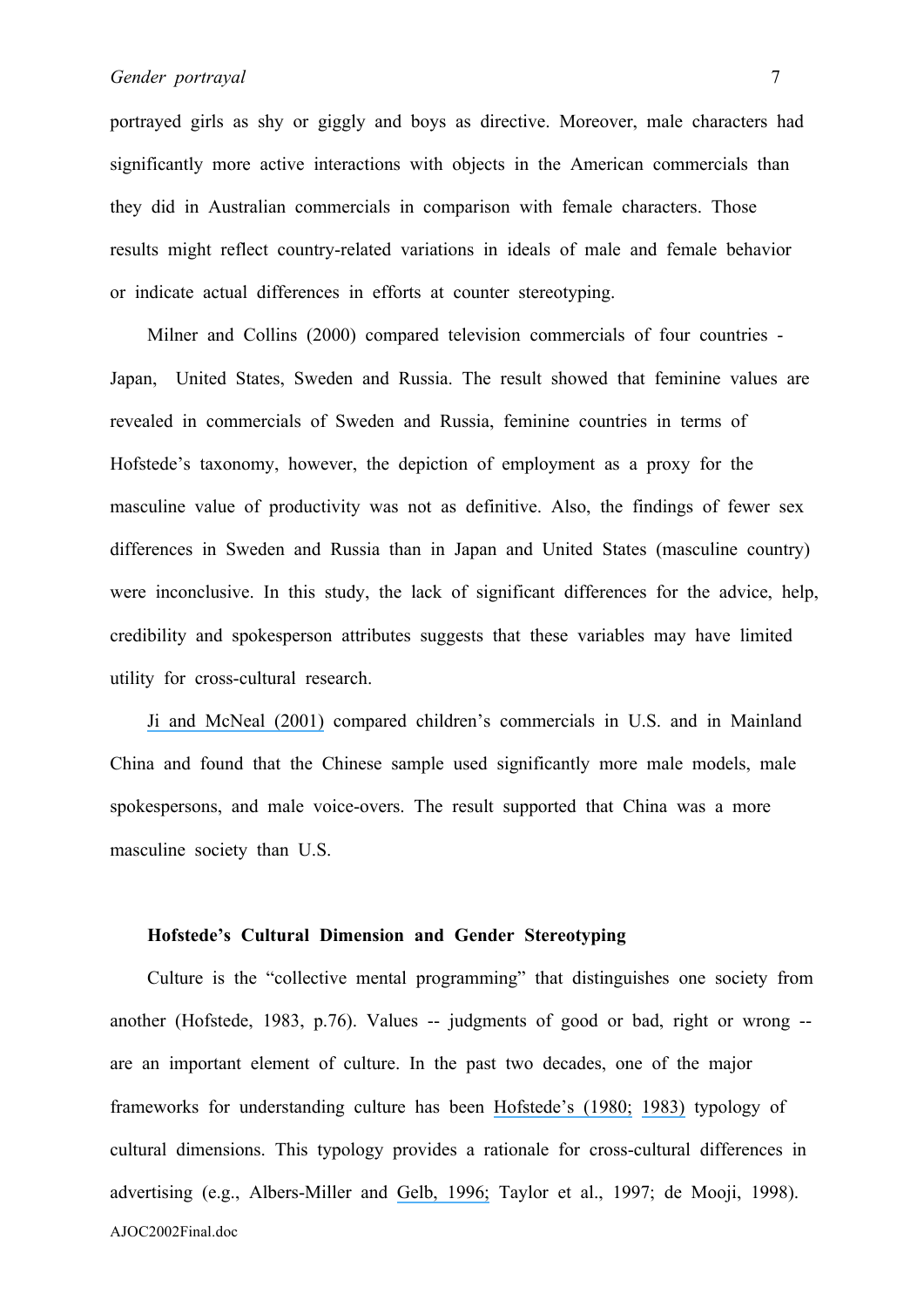portrayed girls as shy or giggly and boys as directive. Moreover, male characters had significantly more active interactions with objects in the American commercials than they did in Australian commercials in comparison with female characters. Those results might reflect country-related variations in ideals of male and female behavior or indicate actual differences in efforts at counter stereotyping.

Milner and Collins (2000) compared television commercials of four countries - Japan, United States, Sweden and Russia. The result showed that feminine values are revealed in commercials of Sweden and Russia, feminine countries in terms of Hofstede's taxonomy, however, the depiction of employment as a proxy for the masculine value of productivity was not as definitive. Also, the findings of fewer sex differences in Sweden and Russia than in Japan and United States (masculine country) were inconclusive. In this study, the lack of significant differences for the advice, help, credibility and spokesperson attributes suggests that these variables may have limited utility for cross-cultural research.

Ji and McNeal (2001) compared children's commercials in U.S. and in Mainland China and found that the Chinese sample used significantly more male models, male spokespersons, and male voice-overs. The result supported that China was a more masculine society than U.S.

### Hofstede's Cultural Dimension and Gender Stereotyping

Culture is the "collective mental programming" that distinguishes one society from another (Hofstede, 1983, p.76). Values -- judgments of good or bad, right or wrong -- are an important element of culture. In the past two decades, one of the major frameworks for understanding culture has been Hofstede's (1980; 1983) typology of cultural dimensions. This typology provides a rationale for cross-cultural differences in advertising (e.g., Albers-Miller and Gelb, 1996; Taylor et al., 1997; de Mooji, 1998).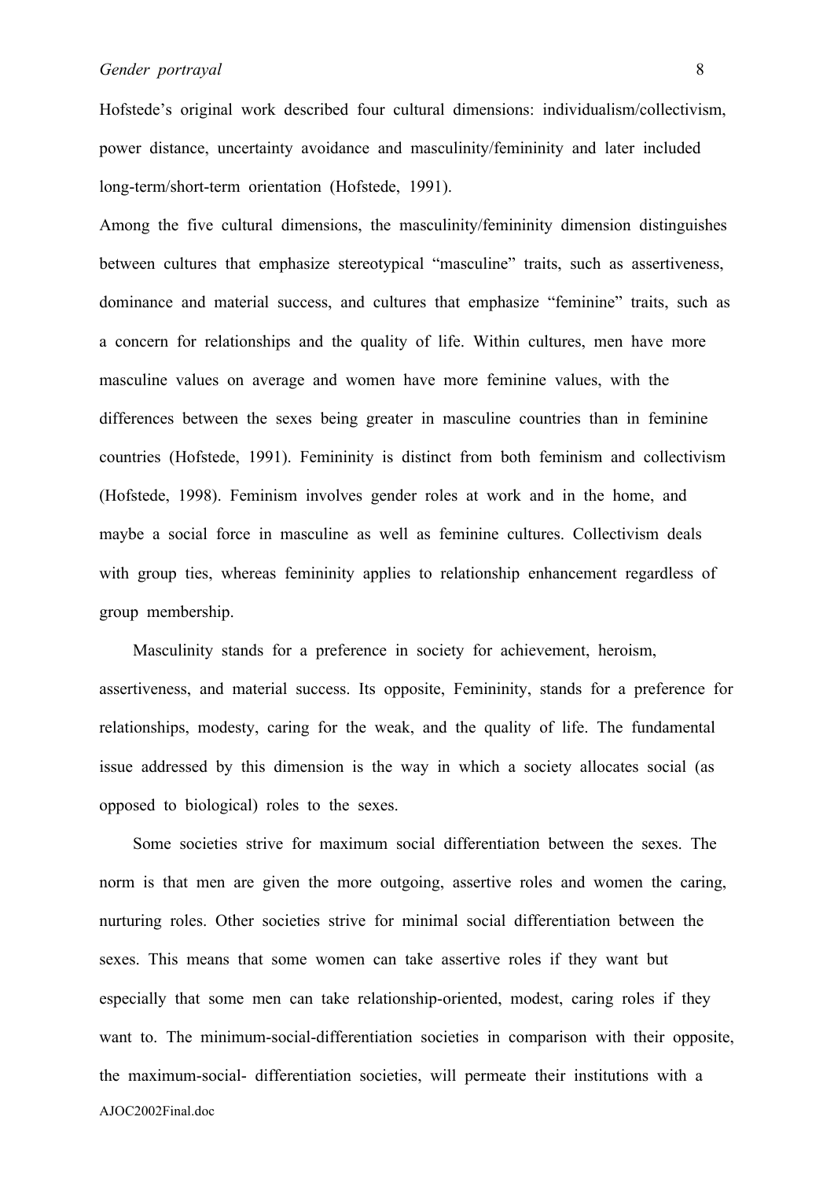Hofstede's original work described four cultural dimensions: individualism/collectivism, power distance, uncertainty avoidance and masculinity/femininity and later included long-term/short-term orientation (Hofstede, 1991).

Among the five cultural dimensions, the masculinity/femininity dimension distinguishes between cultures that emphasize stereotypical "masculine" traits, such as assertiveness, dominance and material success, and cultures that emphasize "feminine" traits, such as a concern for relationships and the quality of life. Within cultures, men have more masculine values on average and women have more feminine values, with the differences between the sexes being greater in masculine countries than in feminine countries (Hofstede, 1991). Femininity is distinct from both feminism and collectivism (Hofstede, 1998). Feminism involves gender roles at work and in the home, and maybe a social force in masculine as well as feminine cultures. Collectivism deals with group ties, whereas femininity applies to relationship enhancement regardless of group membership.

Masculinity stands for a preference in society for achievement, heroism, assertiveness, and material success. Its opposite, Femininity, stands for a preference for relationships, modesty, caring for the weak, and the quality of life. The fundamental issue addressed by this dimension is the way in which a society allocates social (as opposed to biological) roles to the sexes.

Some societies strive for maximum social differentiation between the sexes. The norm is that men are given the more outgoing, assertive roles and women the caring, nurturing roles. Other societies strive for minimal social differentiation between the sexes. This means that some women can take assertive roles if they want but especially that some men can take relationship-oriented, modest, caring roles if they want to. The minimum-social-differentiation societies in comparison with their opposite, the maximum-social- differentiation societies, will permeate their institutions with a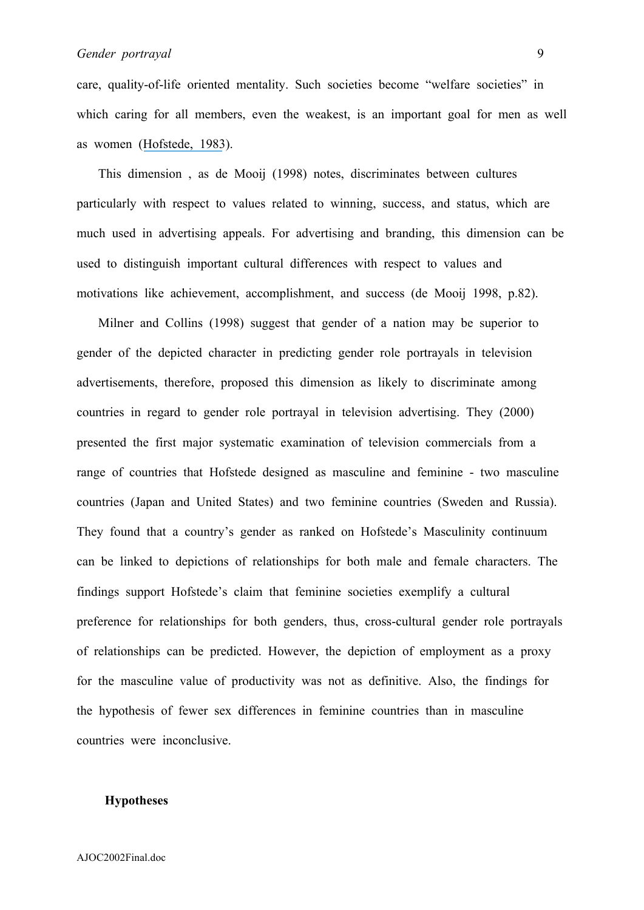care, quality-of-life oriented mentality. Such societies become "welfare societies" in which caring for all members, even the weakest, is an important goal for men as well as women (Hofstede, 1983).

This dimension , as de Mooij (1998) notes, discriminates between cultures particularly with respect to values related to winning, success, and status, which are much used in advertising appeals. For advertising and branding, this dimension can be used to distinguish important cultural differences with respect to values and motivations like achievement, accomplishment, and success (de Mooij 1998, p.82).

Milner and Collins (1998) suggest that gender of a nation may be superior to gender of the depicted character in predicting gender role portrayals in television advertisements, therefore, proposed this dimension as likely to discriminate among countries in regard to gender role portrayal in television advertising. They (2000) presented the first major systematic examination of television commercials from a range of countries that Hofstede designed as masculine and feminine - two masculine countries (Japan and United States) and two feminine countries (Sweden and Russia). They found that a country's gender as ranked on Hofstede's Masculinity continuum can be linked to depictions of relationships for both male and female characters. The findings support Hofstede's claim that feminine societies exemplify a cultural preference for relationships for both genders, thus, cross-cultural gender role portrayals of relationships can be predicted. However, the depiction of employment as a proxy for the masculine value of productivity was not as definitive. Also, the findings for the hypothesis of fewer sex differences in feminine countries than in masculine countries were inconclusive.

## Hypotheses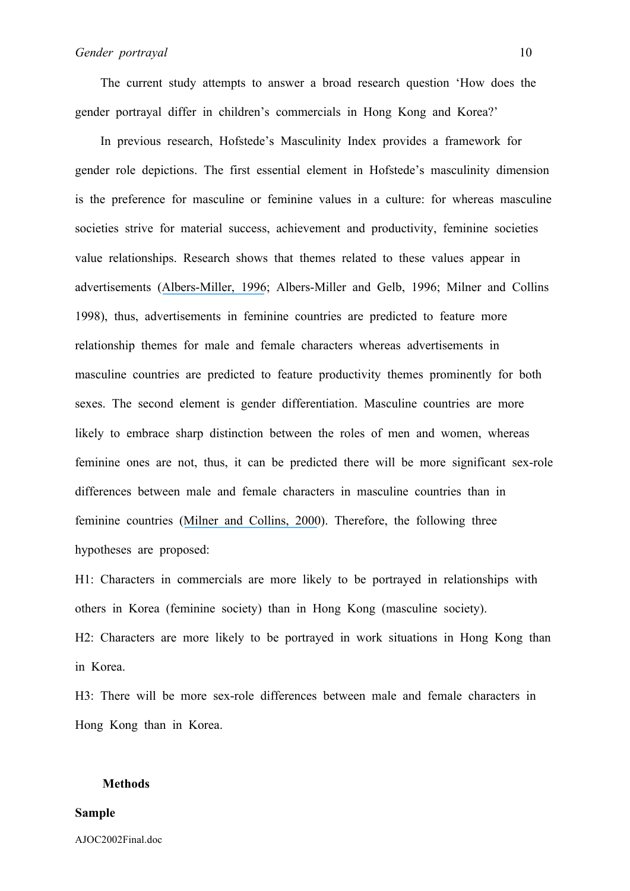The current study attempts to answer a broad research question 'How does the gender portrayal differ in children's commercials in Hong Kong and Korea?'

In previous research, Hofstede's Masculinity Index provides a framework for gender role depictions. The first essential element in Hofstede's masculinity dimension is the preference for masculine or feminine values in a culture: for whereas masculine societies strive for material success, achievement and productivity, feminine societies value relationships. Research shows that themes related to these values appear in advertisements (Albers-Miller, 1996; Albers-Miller and Gelb, 1996; Milner and Collins 1998), thus, advertisements in feminine countries are predicted to feature more relationship themes for male and female characters whereas advertisements in masculine countries are predicted to feature productivity themes prominently for both sexes. The second element is gender differentiation. Masculine countries are more likely to embrace sharp distinction between the roles of men and women, whereas feminine ones are not, thus, it can be predicted there will be more significant sex-role differences between male and female characters in masculine countries than in feminine countries (Milner and Collins, 2000). Therefore, the following three hypotheses are proposed:

H1: Characters in commercials are more likely to be portrayed in relationships with others in Korea (feminine society) than in Hong Kong (masculine society).

H2: Characters are more likely to be portrayed in work situations in Hong Kong than in Korea.

H3: There will be more sex-role differences between male and female characters in Hong Kong than in Korea.

## Methods

### Sample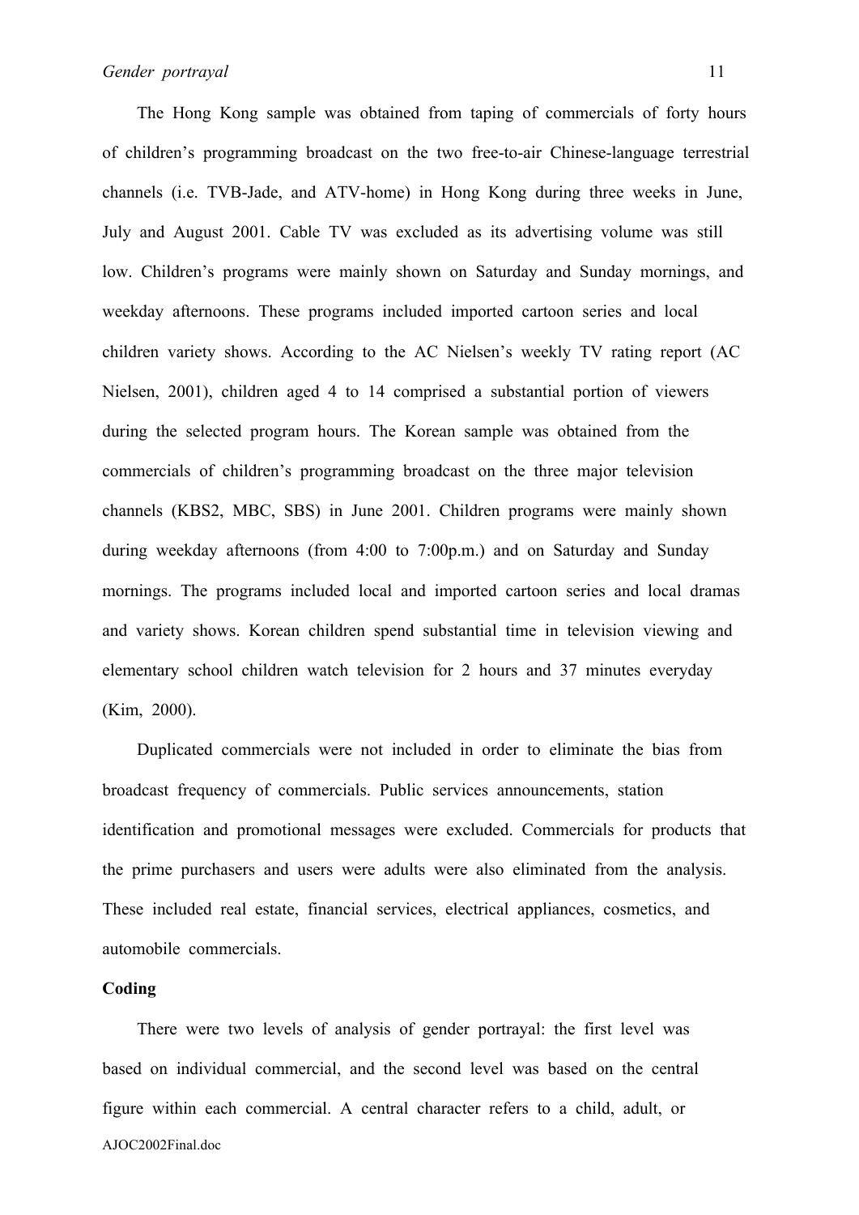The Hong Kong sample was obtained from taping of commercials of forty hours of children's programming broadcast on the two free-to-air Chinese-language terrestrial channels (i.e. TVB-Jade, and ATV-home) in Hong Kong during three weeks in June, July and August 2001. Cable TV was excluded as its advertising volume was still low. Children's programs were mainly shown on Saturday and Sunday mornings, and weekday afternoons. These programs included imported cartoon series and local children variety shows. According to the AC Nielsen's weekly TV rating report (AC Nielsen, 2001), children aged 4 to 14 comprised a substantial portion of viewers during the selected program hours. The Korean sample was obtained from the commercials of children's programming broadcast on the three major television channels (KBS2, MBC, SBS) in June 2001. Children programs were mainly shown during weekday afternoons (from 4:00 to 7:00p.m.) and on Saturday and Sunday mornings. The programs included local and imported cartoon series and local dramas and variety shows. Korean children spend substantial time in television viewing and elementary school children watch television for 2 hours and 37 minutes everyday (Kim, 2000).

Duplicated commercials were not included in order to eliminate the bias from broadcast frequency of commercials. Public services announcements, station identification and promotional messages were excluded. Commercials for products that the prime purchasers and users were adults were also eliminated from the analysis. These included real estate, financial services, electrical appliances, cosmetics, and automobile commercials.

**Coding**

There were two levels of analysis of gender portrayal: the first level was based on individual commercial, and the second level was based on the central figure within each commercial. A central character refers to a child, adult, or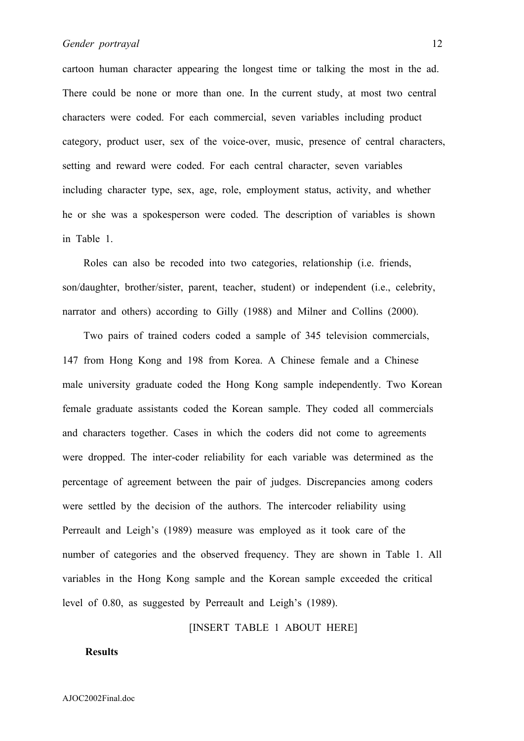cartoon human character appearing the longest time or talking the most in the ad. There could be none or more than one. In the current study, at most two central characters were coded. For each commercial, seven variables including product category, product user, sex of the voice-over, music, presence of central characters, setting and reward were coded. For each central character, seven variables including character type, sex, age, role, employment status, activity, and whether he or she was a spokesperson were coded. The description of variables is shown in Table 1.

Roles can also be recoded into two categories, relationship (i.e. friends, son/daughter, brother/sister, parent, teacher, student) or independent (i.e., celebrity, narrator and others) according to Gilly (1988) and Milner and Collins (2000).

Two pairs of trained coders coded a sample of 345 television commercials, 147 from Hong Kong and 198 from Korea. A Chinese female and a Chinese male university graduate coded the Hong Kong sample independently. Two Korean female graduate assistants coded the Korean sample. They coded all commercials and characters together. Cases in which the coders did not come to agreements were dropped. The inter-coder reliability for each variable was determined as the percentage of agreement between the pair of judges. Discrepancies among coders were settled by the decision of the authors. The intercoder reliability using Perreault and Leigh's (1989) measure was employed as it took care of the number of categories and the observed frequency. They are shown in Table 1. All variables in the Hong Kong sample and the Korean sample exceeded the critical level of 0.80, as suggested by Perreault and Leigh's (1989).

[INSERT TABLE 1 ABOUT HERE]

## Results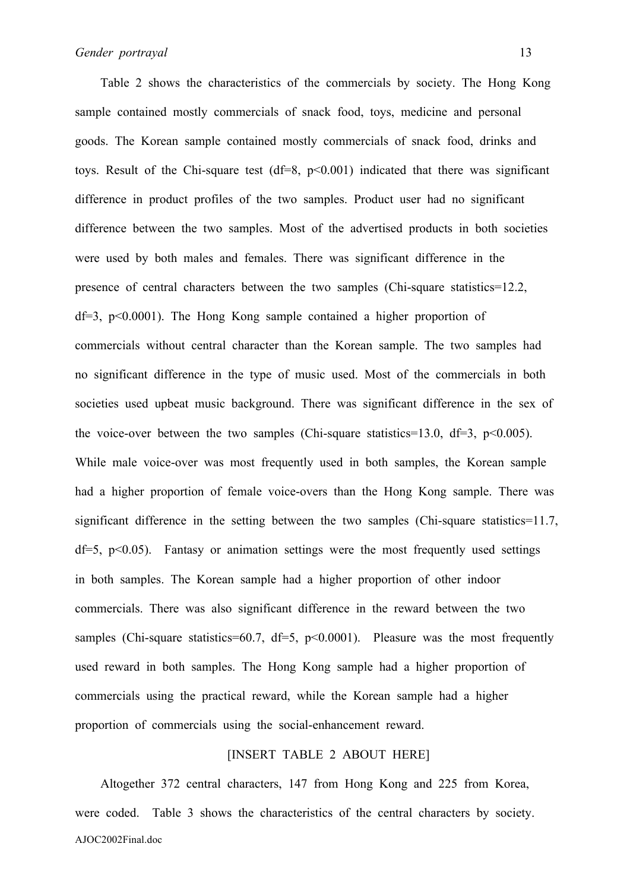Table 2 shows the characteristics of the commercials by society. The Hong Kong sample contained mostly commercials of snack food, toys, medicine and personal goods. The Korean sample contained mostly commercials of snack food, drinks and toys. Result of the Chi-square test (df=8, $p<0.001$) indicated that there was significant difference in product profiles of the two samples. Product user had no significant difference between the two samples. Most of the advertised products in both societies were used by both males and females. There was significant difference in the presence of central characters between the two samples (Chi-square statistics=12.2, df=3, $p<0.0001$). The Hong Kong sample contained a higher proportion of commercials without central character than the Korean sample. The two samples had no significant difference in the type of music used. Most of the commercials in both societies used upbeat music background. There was significant difference in the sex of the voice-over between the two samples (Chi-square statistics=13.0, df=3, $p<0.005$). While male voice-over was most frequently used in both samples, the Korean sample had a higher proportion of female voice-overs than the Hong Kong sample. There was significant difference in the setting between the two samples (Chi-square statistics=11.7, df=5, $p<0.05$). Fantasy or animation settings were the most frequently used settings in both samples. The Korean sample had a higher proportion of other indoor commercials. There was also significant difference in the reward between the two samples (Chi-square statistics=60.7, df=5, $p<0.0001$). Pleasure was the most frequently used reward in both samples. The Hong Kong sample had a higher proportion of commercials using the practical reward, while the Korean sample had a higher proportion of commercials using the social-enhancement reward.

[INSERT TABLE 2 ABOUT HERE]

Altogether 372 central characters, 147 from Hong Kong and 225 from Korea, were coded. Table 3 shows the characteristics of the central characters by society.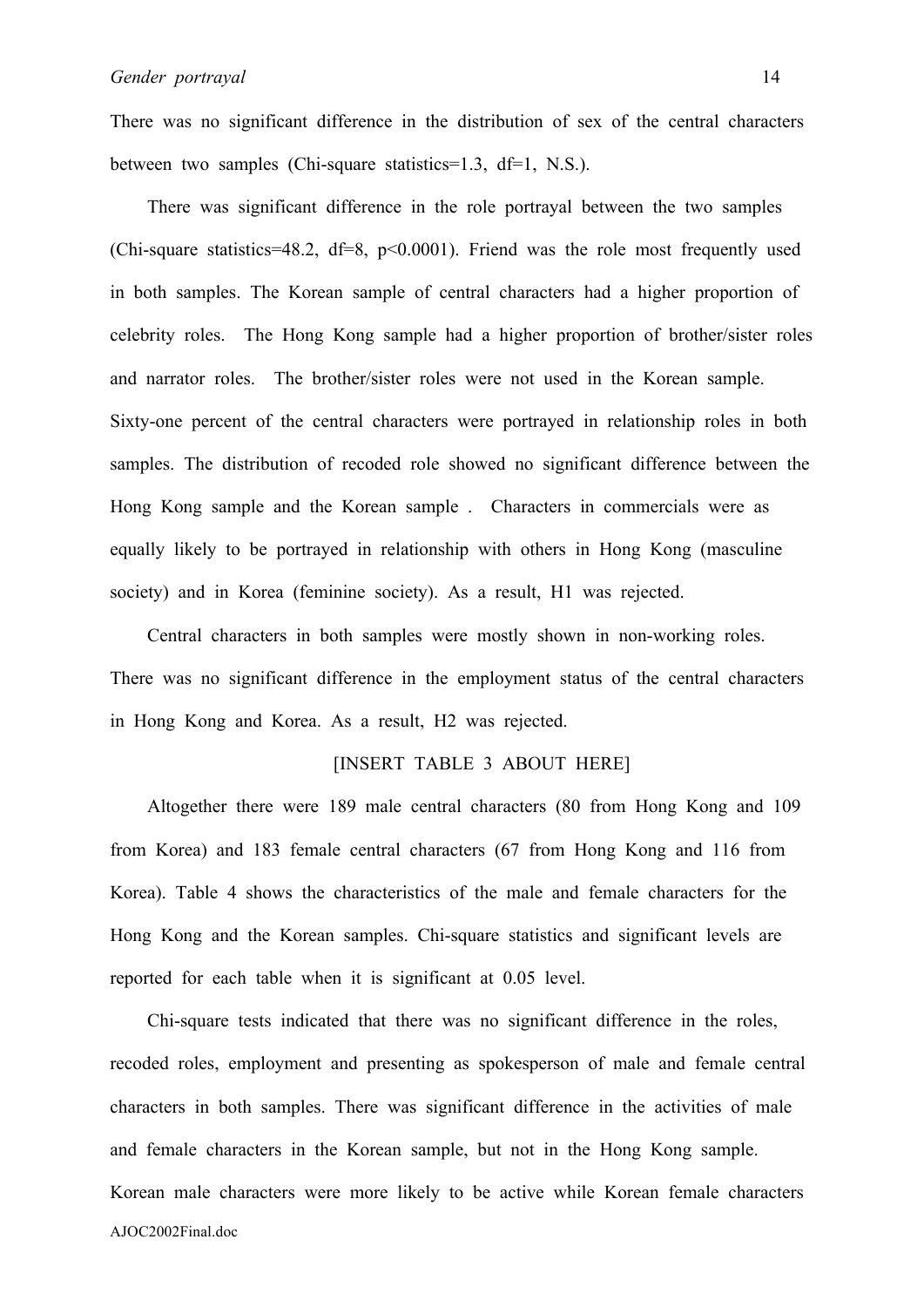There was no significant difference in the distribution of sex of the central characters between two samples (Chi-square statistics=1.3, df=1, N.S.).

There was significant difference in the role portrayal between the two samples (Chi-square statistics=48.2, df=8, $p<0.0001$). Friend was the role most frequently used in both samples. The Korean sample of central characters had a higher proportion of celebrity roles. The Hong Kong sample had a higher proportion of brother/sister roles and narrator roles. The brother/sister roles were not used in the Korean sample. Sixty-one percent of the central characters were portrayed in relationship roles in both samples. The distribution of recoded role showed no significant difference between the Hong Kong sample and the Korean sample . Characters in commercials were as equally likely to be portrayed in relationship with others in Hong Kong (masculine society) and in Korea (feminine society). As a result, H1 was rejected.

Central characters in both samples were mostly shown in non-working roles. There was no significant difference in the employment status of the central characters in Hong Kong and Korea. As a result, H2 was rejected.

[INSERT TABLE 3 ABOUT HERE]

Altogether there were 189 male central characters (80 from Hong Kong and 109 from Korea) and 183 female central characters (67 from Hong Kong and 116 from Korea). Table 4 shows the characteristics of the male and female characters for the Hong Kong and the Korean samples. Chi-square statistics and significant levels are reported for each table when it is significant at 0.05 level.

Chi-square tests indicated that there was no significant difference in the roles, recoded roles, employment and presenting as spokesperson of male and female central characters in both samples. There was significant difference in the activities of male and female characters in the Korean sample, but not in the Hong Kong sample. Korean male characters were more likely to be active while Korean female characters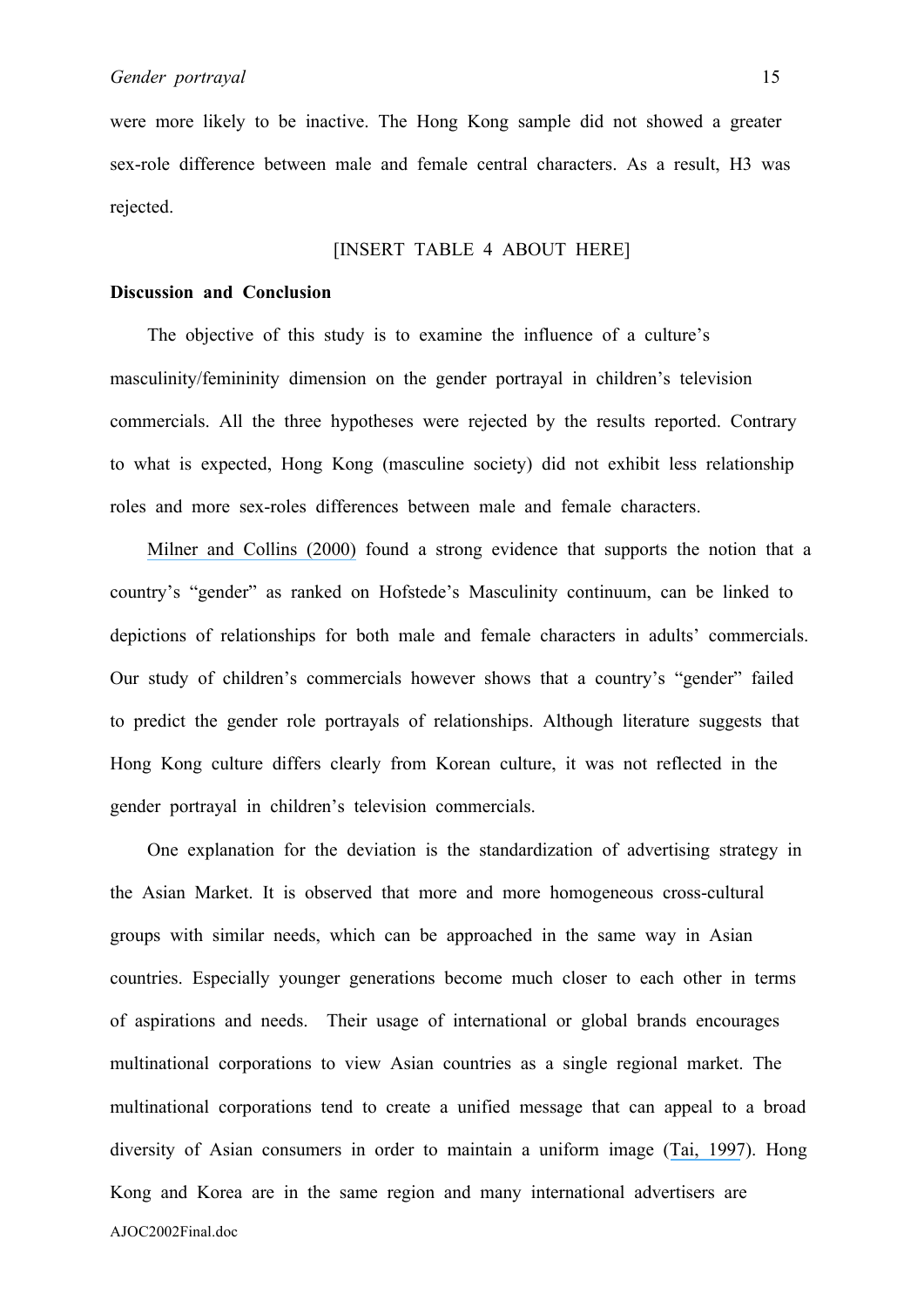were more likely to be inactive. The Hong Kong sample did not showed a greater sex-role difference between male and female central characters. As a result, H3 was rejected.

[INSERT TABLE 4 ABOUT HERE]

**Discussion and Conclusion**

The objective of this study is to examine the influence of a culture's masculinity/femininity dimension on the gender portrayal in children's television commercials. All the three hypotheses were rejected by the results reported. Contrary to what is expected, Hong Kong (masculine society) did not exhibit less relationship roles and more sex-roles differences between male and female characters.

Milner and Collins (2000) found a strong evidence that supports the notion that a country's "gender" as ranked on Hofstede's Masculinity continuum, can be linked to depictions of relationships for both male and female characters in adults' commercials. Our study of children's commercials however shows that a country's "gender" failed to predict the gender role portrayals of relationships. Although literature suggests that Hong Kong culture differs clearly from Korean culture, it was not reflected in the gender portrayal in children's television commercials.

One explanation for the deviation is the standardization of advertising strategy in the Asian Market. It is observed that more and more homogeneous cross-cultural groups with similar needs, which can be approached in the same way in Asian countries. Especially younger generations become much closer to each other in terms of aspirations and needs. Their usage of international or global brands encourages multinational corporations to view Asian countries as a single regional market. The multinational corporations tend to create a unified message that can appeal to a broad diversity of Asian consumers in order to maintain a uniform image (Tai, 1997). Hong Kong and Korea are in the same region and many international advertisers are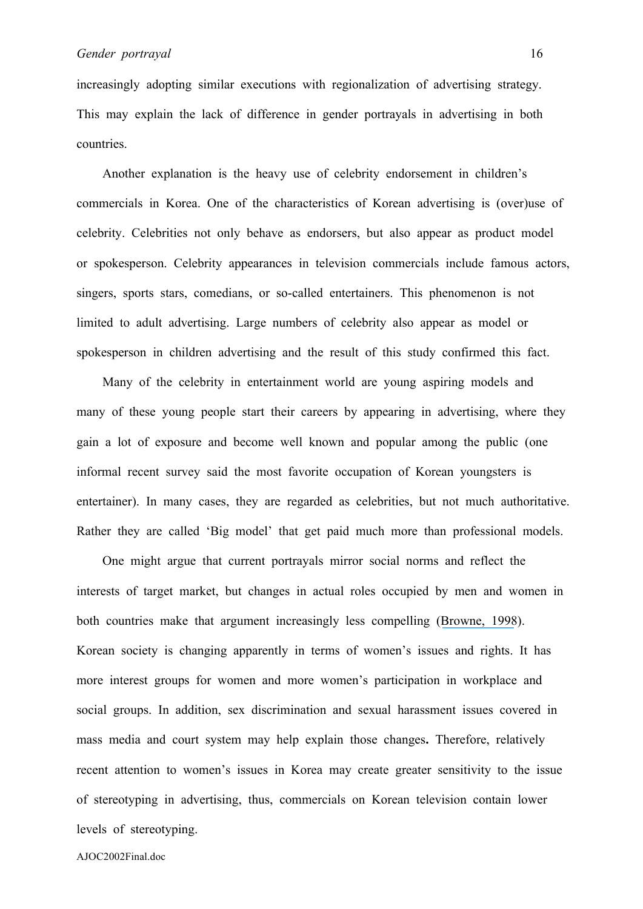increasingly adopting similar executions with regionalization of advertising strategy. This may explain the lack of difference in gender portrayals in advertising in both countries.

Another explanation is the heavy use of celebrity endorsement in children's commercials in Korea. One of the characteristics of Korean advertising is (over)use of celebrity. Celebrities not only behave as endorsers, but also appear as product model or spokesperson. Celebrity appearances in television commercials include famous actors, singers, sports stars, comedians, or so-called entertainers. This phenomenon is not limited to adult advertising. Large numbers of celebrity also appear as model or spokesperson in children advertising and the result of this study confirmed this fact.

Many of the celebrity in entertainment world are young aspiring models and many of these young people start their careers by appearing in advertising, where they gain a lot of exposure and become well known and popular among the public (one informal recent survey said the most favorite occupation of Korean youngsters is entertainer). In many cases, they are regarded as celebrities, but not much authoritative. Rather they are called 'Big model' that get paid much more than professional models.

One might argue that current portrayals mirror social norms and reflect the interests of target market, but changes in actual roles occupied by men and women in both countries make that argument increasingly less compelling (Browne, 1998). Korean society is changing apparently in terms of women's issues and rights. It has more interest groups for women and more women's participation in workplace and social groups. In addition, sex discrimination and sexual harassment issues covered in mass media and court system may help explain those changes**.** Therefore, relatively recent attention to women's issues in Korea may create greater sensitivity to the issue of stereotyping in advertising, thus, commercials on Korean television contain lower levels of stereotyping.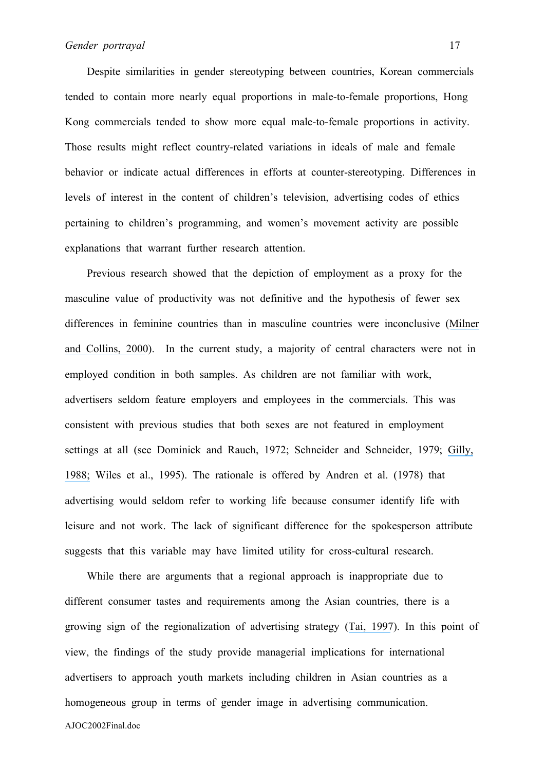Despite similarities in gender stereotyping between countries, Korean commercials tended to contain more nearly equal proportions in male-to-female proportions, Hong Kong commercials tended to show more equal male-to-female proportions in activity. Those results might reflect country-related variations in ideals of male and female behavior or indicate actual differences in efforts at counter-stereotyping. Differences in levels of interest in the content of children's television, advertising codes of ethics pertaining to children's programming, and women's movement activity are possible explanations that warrant further research attention.

Previous research showed that the depiction of employment as a proxy for the masculine value of productivity was not definitive and the hypothesis of fewer sex differences in feminine countries than in masculine countries were inconclusive (Milner and Collins, 2000). In the current study, a majority of central characters were not in employed condition in both samples. As children are not familiar with work, advertisers seldom feature employers and employees in the commercials. This was consistent with previous studies that both sexes are not featured in employment settings at all (see Dominick and Rauch, 1972; Schneider and Schneider, 1979; Gilly, 1988; Wiles et al., 1995). The rationale is offered by Andren et al. (1978) that advertising would seldom refer to working life because consumer identify life with leisure and not work. The lack of significant difference for the spokesperson attribute suggests that this variable may have limited utility for cross-cultural research.

While there are arguments that a regional approach is inappropriate due to different consumer tastes and requirements among the Asian countries, there is a growing sign of the regionalization of advertising strategy (Tai, 1997). In this point of view, the findings of the study provide managerial implications for international advertisers to approach youth markets including children in Asian countries as a homogeneous group in terms of gender image in advertising communication.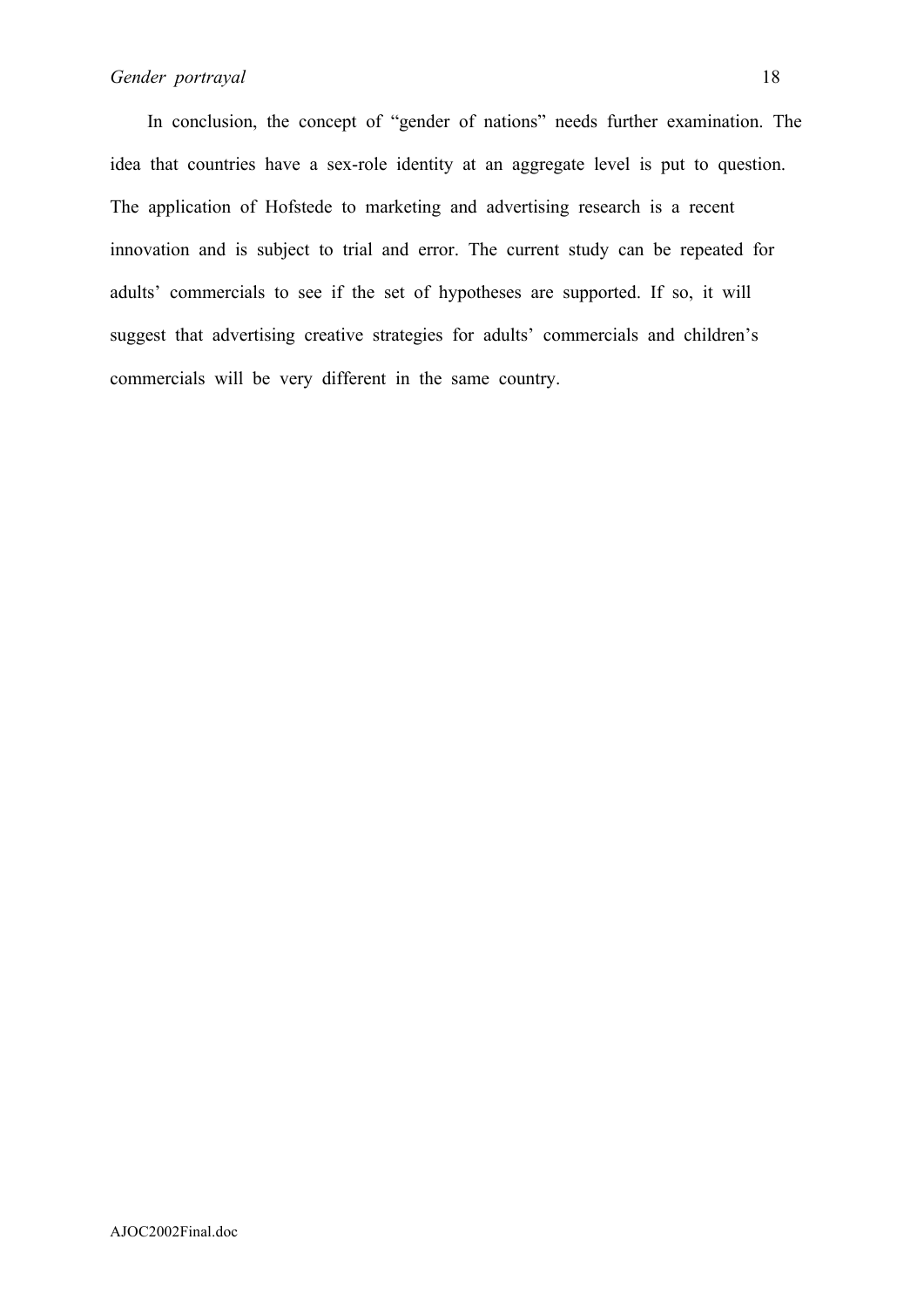In conclusion, the concept of "gender of nations" needs further examination. The idea that countries have a sex-role identity at an aggregate level is put to question. The application of Hofstede to marketing and advertising research is a recent innovation and is subject to trial and error. The current study can be repeated for adults' commercials to see if the set of hypotheses are supported. If so, it will suggest that advertising creative strategies for adults' commercials and children's commercials will be very different in the same country.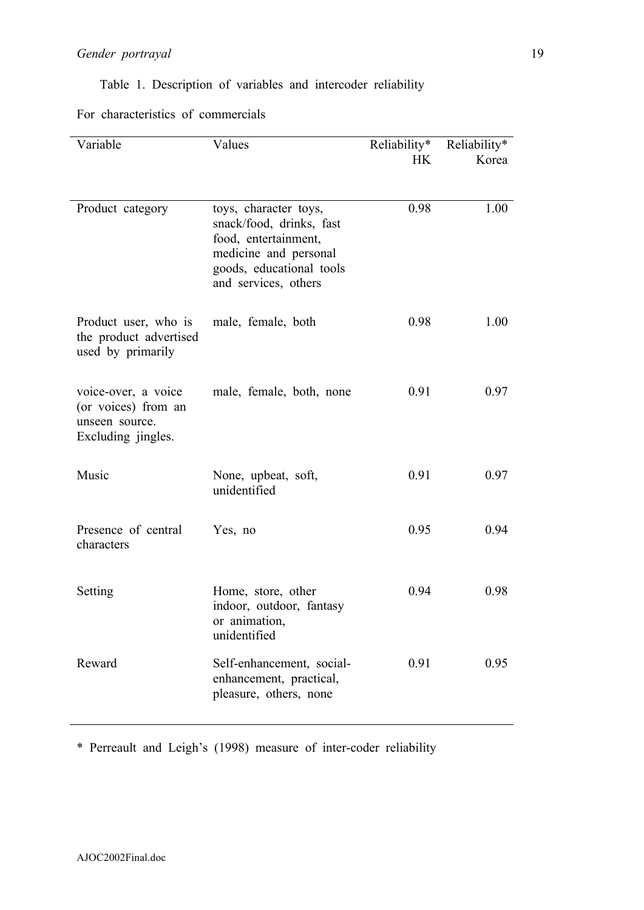Table 1. Description of variables and intercoder reliability

For characteristics of commercials

| Variable | Values | Reliability* HK | Reliability* Korea |
|---|---|---|---|
| Product category | toys, character toys, snack/food, drinks, fast food, entertainment, medicine and personal goods, educational tools and services, others | 0.98 | 1.00 |
| Product user, who is the product advertised used by primarily | male, female, both | 0.98 | 1.00 |
| voice-over, a voice (or voices) from an unseen source. Excluding jingles. | male, female, both, none | 0.91 | 0.97 |
| Music | None, upbeat, soft, unidentified | 0.91 | 0.97 |
| Presence of central characters | Yes, no | 0.95 | 0.94 |
| Setting | Home, store, other indoor, outdoor, fantasy or animation, unidentified | 0.94 | 0.98 |
| Reward | Self-enhancement, social-enhancement, practical, pleasure, others, none | 0.91 | 0.95 |

* Perreault and Leigh's (1998) measure of inter-coder reliability

AJOC2002Final.doc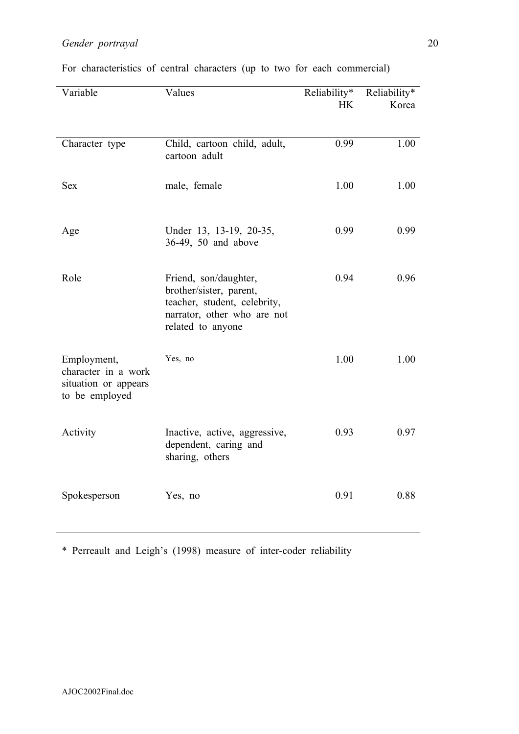For characteristics of central characters (up to two for each commercial)

| Variable | Values | Reliability* HK | Reliability* Korea |
|---|---|---|---|
| Character type | Child, cartoon child, adult, cartoon adult | 0.99 | 1.00 |
| Sex | male, female | 1.00 | 1.00 |
| Age | Under 13, 13-19, 20-35, 36-49, 50 and above | 0.99 | 0.99 |
| Role | Friend, son/daughter, brother/sister, parent, teacher, student, celebrity, narrator, other who are not related to anyone | 0.94 | 0.96 |
| Employment, character in a work situation or appears to be employed | Yes, no | 1.00 | 1.00 |
| Activity | Inactive, active, aggressive, dependent, caring and sharing, others | 0.93 | 0.97 |
| Spokesperson | Yes, no | 0.91 | 0.88 |

* Perreault and Leigh's (1998) measure of inter-coder reliability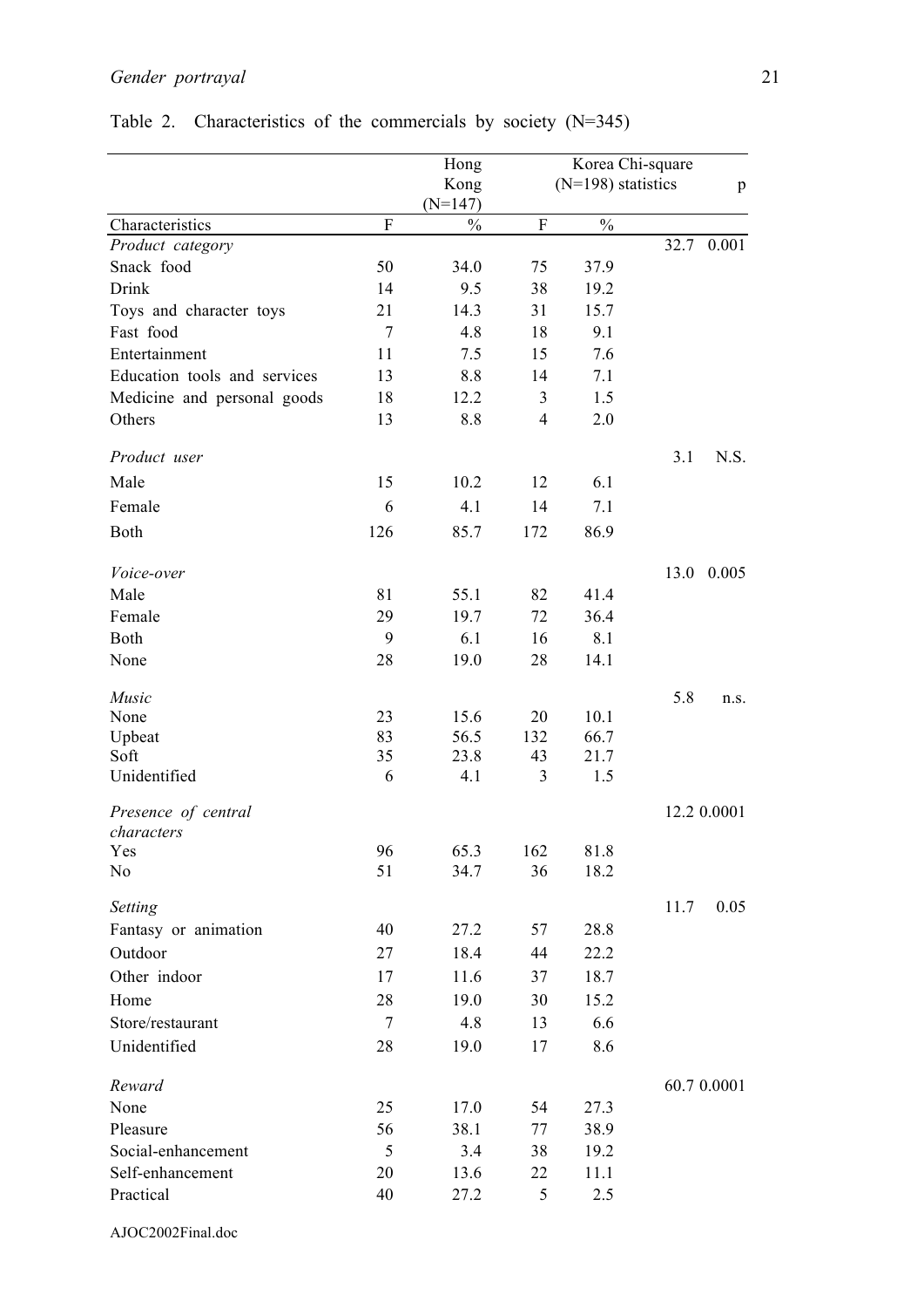Table 2. Characteristics of the commercials by society (N=345)

| | Hong Kong (N=147) | | Korea (N=198) | | Chi-square statistics | p |
|---|---|---|---|---|---|---|
| Characteristics | F | % | F | % | | |
| *Product category* | | | | | 32.7 | 0.001 |
| Snack food | 50 | 34.0 | 75 | 37.9 | | |
| Drink | 14 | 9.5 | 38 | 19.2 | | |
| Toys and character toys | 21 | 14.3 | 31 | 15.7 | | |
| Fast food | 7 | 4.8 | 18 | 9.1 | | |
| Entertainment | 11 | 7.5 | 15 | 7.6 | | |
| Education tools and services | 13 | 8.8 | 14 | 7.1 | | |
| Medicine and personal goods | 18 | 12.2 | 3 | 1.5 | | |
| Others | 13 | 8.8 | 4 | 2.0 | | |
| *Product user* | | | | | 3.1 | N.S. |
| Male | 15 | 10.2 | 12 | 6.1 | | |
| Female | 6 | 4.1 | 14 | 7.1 | | |
| Both | 126 | 85.7 | 172 | 86.9 | | |
| *Voice-over* | | | | | 13.0 | 0.005 |
| Male | 81 | 55.1 | 82 | 41.4 | | |
| Female | 29 | 19.7 | 72 | 36.4 | | |
| Both | 9 | 6.1 | 16 | 8.1 | | |
| None | 28 | 19.0 | 28 | 14.1 | | |
| *Music* | | | | | 5.8 | n.s. |
| None | 23 | 15.6 | 20 | 10.1 | | |
| Upbeat | 83 | 56.5 | 132 | 66.7 | | |
| Soft | 35 | 23.8 | 43 | 21.7 | | |
| Unidentified | 6 | 4.1 | 3 | 1.5 | | |
| *Presence of central characters* | | | | | 12.2 | 0.0001 |
| Yes | 96 | 65.3 | 162 | 81.8 | | |
| No | 51 | 34.7 | 36 | 18.2 | | |
| *Setting* | | | | | 11.7 | 0.05 |
| Fantasy or animation | 40 | 27.2 | 57 | 28.8 | | |
| Outdoor | 27 | 18.4 | 44 | 22.2 | | |
| Other indoor | 17 | 11.6 | 37 | 18.7 | | |
| Home | 28 | 19.0 | 30 | 15.2 | | |
| Store/restaurant | 7 | 4.8 | 13 | 6.6 | | |
| Unidentified | 28 | 19.0 | 17 | 8.6 | | |
| *Reward* | | | | | 60.7 | 0.0001 |
| None | 25 | 17.0 | 54 | 27.3 | | |
| Pleasure | 56 | 38.1 | 77 | 38.9 | | |
| Social-enhancement | 5 | 3.4 | 38 | 19.2 | | |
| Self-enhancement | 20 | 13.6 | 22 | 11.1 | | |
| Practical | 40 | 27.2 | 5 | 2.5 | | |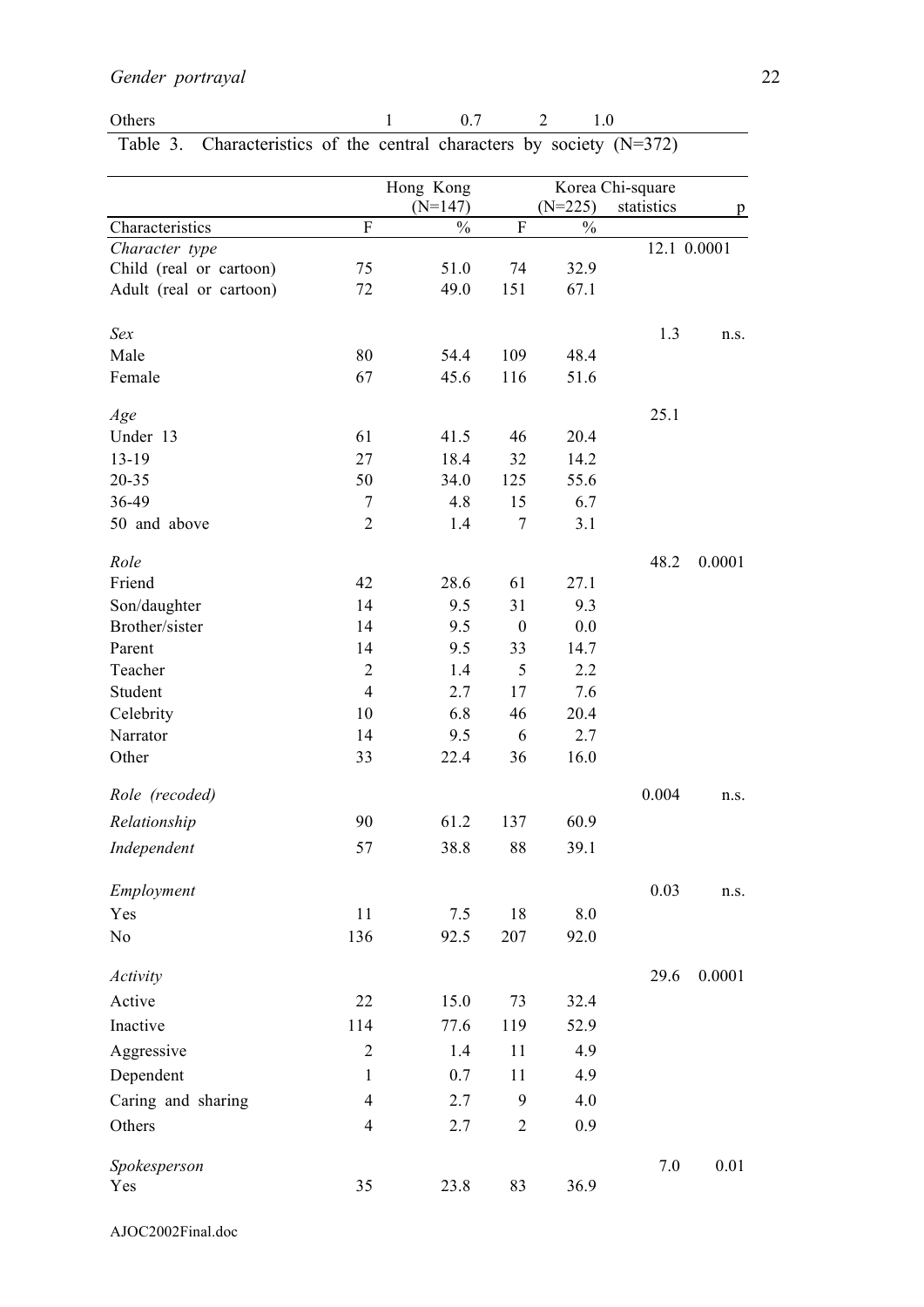| Others | 1 | 0.7 | 2 | 1.0 | | |
|---|---|---|---|---|---|---|

Table 3. Characteristics of the central characters by society (N=372)

| | Hong Kong (N=147) | | Korea (N=225) | | Chi-square statistics | p |
|---|---|---|---|---|---|---|
| Characteristics | F | % | F | % | | |
| *Character type* | | | | | 12.1 | 0.0001 |
| Child (real or cartoon) | 75 | 51.0 | 74 | 32.9 | | |
| Adult (real or cartoon) | 72 | 49.0 | 151 | 67.1 | | |
| *Sex* | | | | | 1.3 | n.s. |
| Male | 80 | 54.4 | 109 | 48.4 | | |
| Female | 67 | 45.6 | 116 | 51.6 | | |
| *Age* | | | | | 25.1 | |
| Under 13 | 61 | 41.5 | 46 | 20.4 | | |
| 13-19 | 27 | 18.4 | 32 | 14.2 | | |
| 20-35 | 50 | 34.0 | 125 | 55.6 | | |
| 36-49 | 7 | 4.8 | 15 | 6.7 | | |
| 50 and above | 2 | 1.4 | 7 | 3.1 | | |
| *Role* | | | | | 48.2 | 0.0001 |
| Friend | 42 | 28.6 | 61 | 27.1 | | |
| Son/daughter | 14 | 9.5 | 31 | 9.3 | | |
| Brother/sister | 14 | 9.5 | 0 | 0.0 | | |
| Parent | 14 | 9.5 | 33 | 14.7 | | |
| Teacher | 2 | 1.4 | 5 | 2.2 | | |
| Student | 4 | 2.7 | 17 | 7.6 | | |
| Celebrity | 10 | 6.8 | 46 | 20.4 | | |
| Narrator | 14 | 9.5 | 6 | 2.7 | | |
| Other | 33 | 22.4 | 36 | 16.0 | | |
| *Role (recoded)* | | | | | 0.004 | n.s. |
| *Relationship* | 90 | 61.2 | 137 | 60.9 | | |
| *Independent* | 57 | 38.8 | 88 | 39.1 | | |
| *Employment* | | | | | 0.03 | n.s. |
| Yes | 11 | 7.5 | 18 | 8.0 | | |
| No | 136 | 92.5 | 207 | 92.0 | | |
| *Activity* | | | | | 29.6 | 0.0001 |
| Active | 22 | 15.0 | 73 | 32.4 | | |
| Inactive | 114 | 77.6 | 119 | 52.9 | | |
| Aggressive | 2 | 1.4 | 11 | 4.9 | | |
| Dependent | 1 | 0.7 | 11 | 4.9 | | |
| Caring and sharing | 4 | 2.7 | 9 | 4.0 | | |
| Others | 4 | 2.7 | 2 | 0.9 | | |
| *Spokesperson* | | | | | 7.0 | 0.01 |
| Yes | 35 | 23.8 | 83 | 36.9 | | |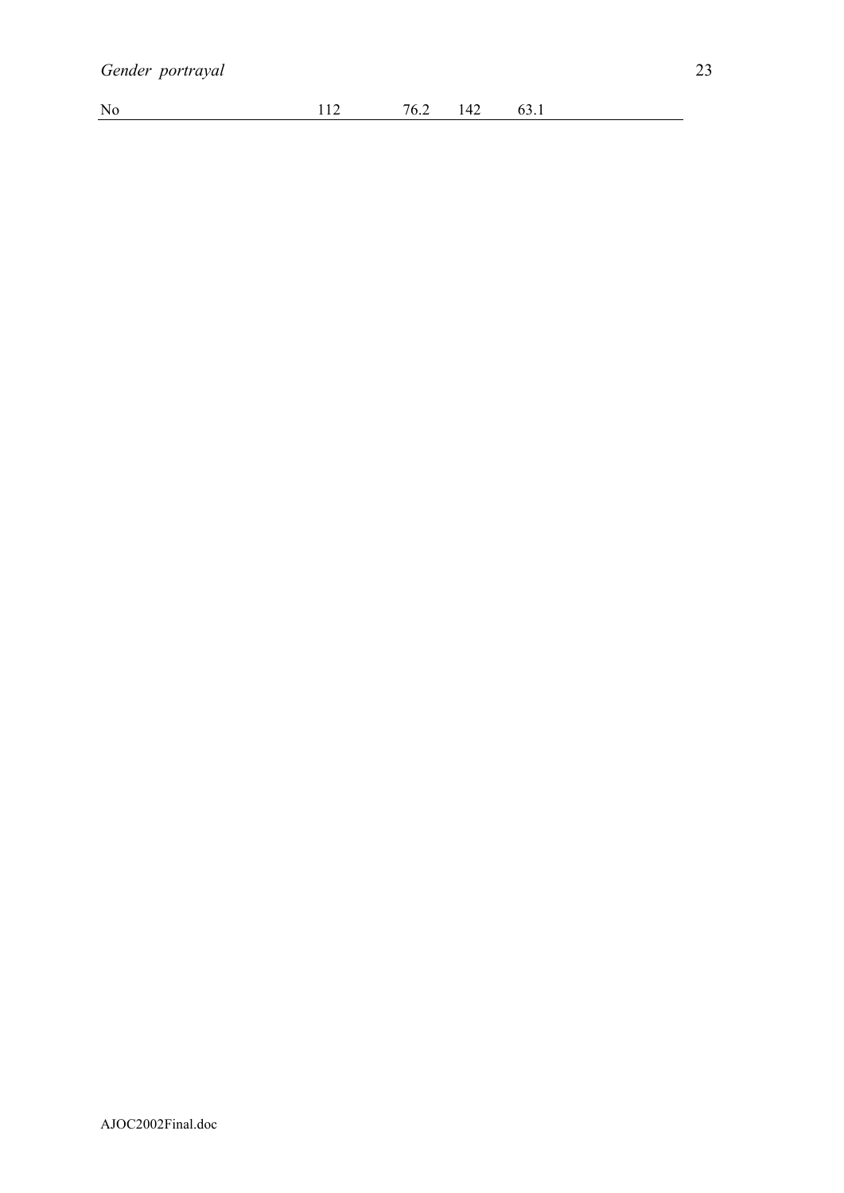| No | 112 | 76.2 | 142 | 63.1 |
|---|---|---|---|---|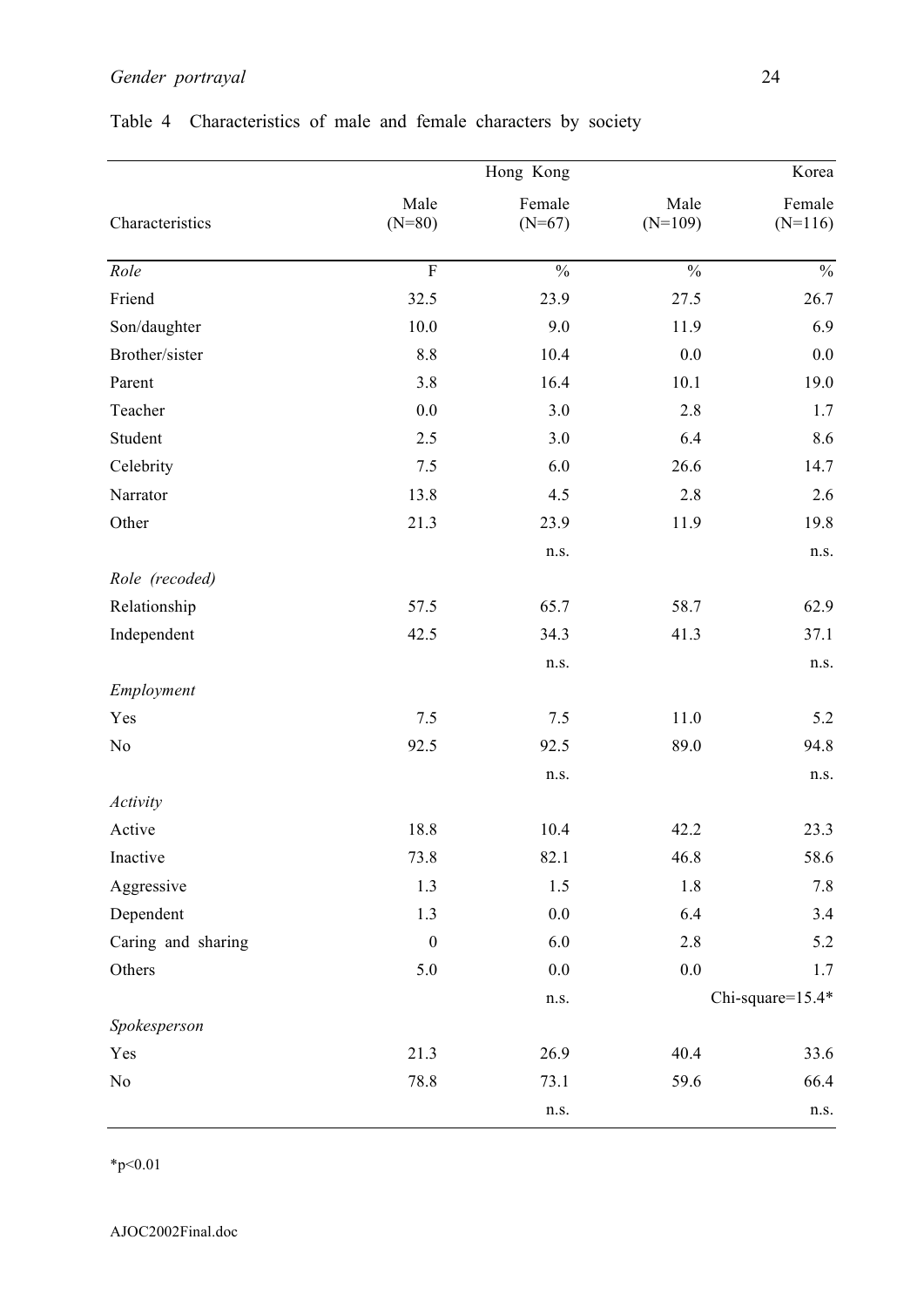Table 4 Characteristics of male and female characters by society

| | Hong Kong | | Korea | |
|---|---|---|---|---|
| Characteristics | Male (N=80) | Female (N=67) | Male (N=109) | Female (N=116) |
| *Role* | F | % | % | % |
| Friend | 32.5 | 23.9 | 27.5 | 26.7 |
| Son/daughter | 10.0 | 9.0 | 11.9 | 6.9 |
| Brother/sister | 8.8 | 10.4 | 0.0 | 0.0 |
| Parent | 3.8 | 16.4 | 10.1 | 19.0 |
| Teacher | 0.0 | 3.0 | 2.8 | 1.7 |
| Student | 2.5 | 3.0 | 6.4 | 8.6 |
| Celebrity | 7.5 | 6.0 | 26.6 | 14.7 |
| Narrator | 13.8 | 4.5 | 2.8 | 2.6 |
| Other | 21.3 | 23.9 | 11.9 | 19.8 |
| | | n.s. | | n.s. |
| *Role (recoded)* | | | | |
| Relationship | 57.5 | 65.7 | 58.7 | 62.9 |
| Independent | 42.5 | 34.3 | 41.3 | 37.1 |
| | | n.s. | | n.s. |
| *Employment* | | | | |
| Yes | 7.5 | 7.5 | 11.0 | 5.2 |
| No | 92.5 | 92.5 | 89.0 | 94.8 |
| | | n.s. | | n.s. |
| *Activity* | | | | |
| Active | 18.8 | 10.4 | 42.2 | 23.3 |
| Inactive | 73.8 | 82.1 | 46.8 | 58.6 |
| Aggressive | 1.3 | 1.5 | 1.8 | 7.8 |
| Dependent | 1.3 | 0.0 | 6.4 | 3.4 |
| Caring and sharing | 0 | 6.0 | 2.8 | 5.2 |
| Others | 5.0 | 0.0 | 0.0 | 1.7 |
| | | n.s. | | Chi-square=15.4* |
| *Spokesperson* | | | | |
| Yes | 21.3 | 26.9 | 40.4 | 33.6 |
| No | 78.8 | 73.1 | 59.6 | 66.4 |
| | | n.s. | | n.s. |

*p<0.01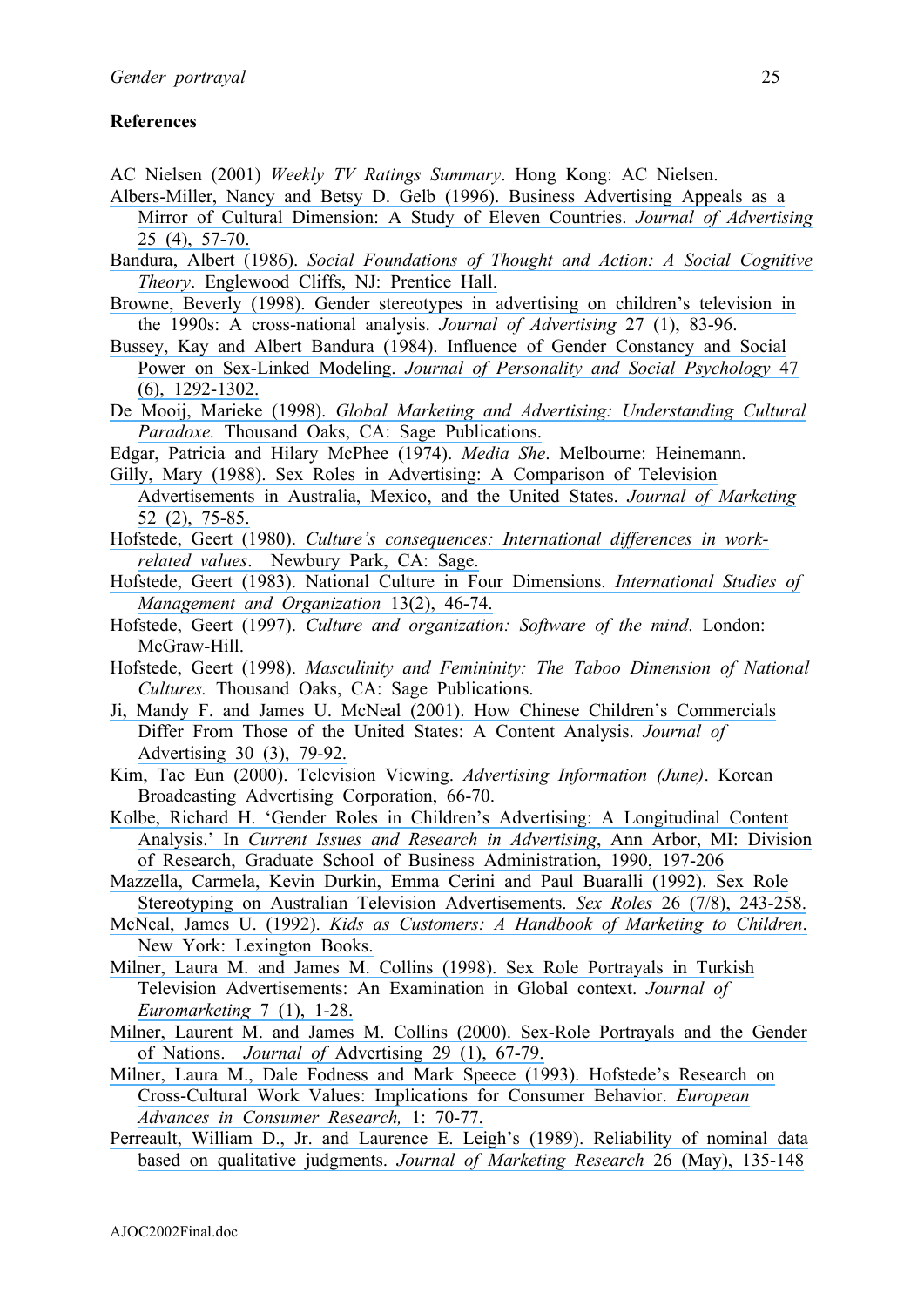## References

AC Nielsen (2001) *Weekly TV Ratings Summary*. Hong Kong: AC Nielsen.

Albers-Miller, Nancy and Betsy D. Gelb (1996). Business Advertising Appeals as a Mirror of Cultural Dimension: A Study of Eleven Countries. *Journal of Advertising* 25 (4), 57-70.

Bandura, Albert (1986). *Social Foundations of Thought and Action: A Social Cognitive Theory*. Englewood Cliffs, NJ: Prentice Hall.

Browne, Beverly (1998). Gender stereotypes in advertising on children's television in the 1990s: A cross-national analysis. *Journal of Advertising* 27 (1), 83-96.

Bussey, Kay and Albert Bandura (1984). Influence of Gender Constancy and Social Power on Sex-Linked Modeling. *Journal of Personality and Social Psychology* 47 (6), 1292-1302.

De Mooij, Marieke (1998). *Global Marketing and Advertising: Understanding Cultural Paradoxe.* Thousand Oaks, CA: Sage Publications.

Edgar, Patricia and Hilary McPhee (1974). *Media She*. Melbourne: Heinemann.

Gilly, Mary (1988). Sex Roles in Advertising: A Comparison of Television Advertisements in Australia, Mexico, and the United States. *Journal of Marketing* 52 (2), 75-85.

Hofstede, Geert (1980). *Culture's consequences: International differences in work-related values*. Newbury Park, CA: Sage.

Hofstede, Geert (1983). National Culture in Four Dimensions. *International Studies of Management and Organization* 13(2), 46-74.

Hofstede, Geert (1997). *Culture and organization: Software of the mind*. London: McGraw-Hill.

Hofstede, Geert (1998). *Masculinity and Femininity: The Taboo Dimension of National Cultures.* Thousand Oaks, CA: Sage Publications.

Ji, Mandy F. and James U. McNeal (2001). How Chinese Children's Commercials Differ From Those of the United States: A Content Analysis. *Journal of* Advertising 30 (3), 79-92.

Kim, Tae Eun (2000). Television Viewing. *Advertising Information (June)*. Korean Broadcasting Advertising Corporation, 66-70.

Kolbe, Richard H. 'Gender Roles in Children's Advertising: A Longitudinal Content Analysis.' In *Current Issues and Research in Advertising*, Ann Arbor, MI: Division of Research, Graduate School of Business Administration, 1990, 197-206

Mazzella, Carmela, Kevin Durkin, Emma Cerini and Paul Buaralli (1992). Sex Role Stereotyping on Australian Television Advertisements. *Sex Roles* 26 (7/8), 243-258.

McNeal, James U. (1992). *Kids as Customers: A Handbook of Marketing to Children*. New York: Lexington Books.

Milner, Laura M. and James M. Collins (1998). Sex Role Portrayals in Turkish Television Advertisements: An Examination in Global context. *Journal of Euromarketing* 7 (1), 1-28.

Milner, Laurent M. and James M. Collins (2000). Sex-Role Portrayals and the Gender of Nations. *Journal of* Advertising 29 (1), 67-79.

Milner, Laura M., Dale Fodness and Mark Speece (1993). Hofstede's Research on Cross-Cultural Work Values: Implications for Consumer Behavior. *European Advances in Consumer Research,* 1: 70-77.

Perreault, William D., Jr. and Laurence E. Leigh's (1989). Reliability of nominal data based on qualitative judgments. *Journal of Marketing Research* 26 (May), 135-148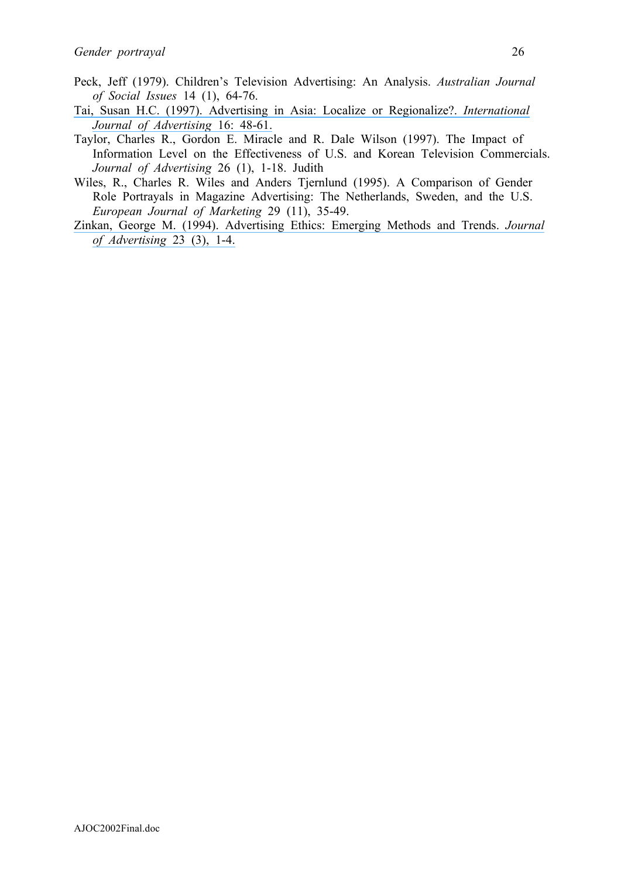Peck, Jeff (1979). Children's Television Advertising: An Analysis. *Australian Journal of Social Issues* 14 (1), 64-76.

Tai, Susan H.C. (1997). Advertising in Asia: Localize or Regionalize?. *International Journal of Advertising* 16: 48-61.

Taylor, Charles R., Gordon E. Miracle and R. Dale Wilson (1997). The Impact of Information Level on the Effectiveness of U.S. and Korean Television Commercials. *Journal of Advertising* 26 (1), 1-18. Judith

Wiles, R., Charles R. Wiles and Anders Tjernlund (1995). A Comparison of Gender Role Portrayals in Magazine Advertising: The Netherlands, Sweden, and the U.S. *European Journal of Marketing* 29 (11), 35-49.

Zinkan, George M. (1994). Advertising Ethics: Emerging Methods and Trends. *Journal of Advertising* 23 (3), 1-4.

AJOC2002Final.doc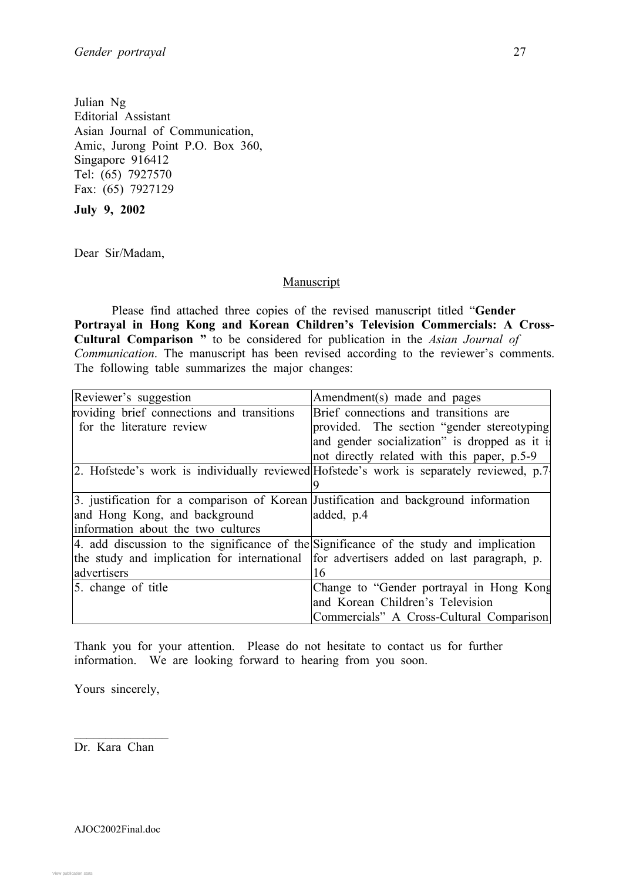Julian Ng
Editorial Assistant
Asian Journal of Communication,
Amic, Jurong Point P.O. Box 360,
Singapore 916412
Tel: (65) 7927570
Fax: (65) 7927129

**July 9, 2002**

Dear Sir/Madam,

<u>Manuscript</u>

Please find attached three copies of the revised manuscript titled "**Gender Portrayal in Hong Kong and Korean Children's Television Commercials: A Cross-Cultural Comparison "** to be considered for publication in the *Asian Journal of Communication*. The manuscript has been revised according to the reviewer's comments. The following table summarizes the major changes:

| Reviewer's suggestion | Amendment(s) made and pages |
|---|---|
| roviding brief connections and transitions for the literature review | Brief connections and transitions are provided. The section "gender stereotyping and gender socialization" is dropped as it is not directly related with this paper, p.5-9 |
| 2. Hofstede's work is individually reviewed | Hofstede's work is separately reviewed, p.7-9 |
| 3. justification for a comparison of Korean and Hong Kong, and background information about the two cultures | Justification and background information added, p.4 |
| 4. add discussion to the significance of the the study and implication for international advertisers | Significance of the study and implication for advertisers added on last paragraph, p. 16 |
| 5. change of title | Change to "Gender portrayal in Hong Kong and Korean Children's Television Commercials" A Cross-Cultural Comparison |

Thank you for your attention. Please do not hesitate to contact us for further information. We are looking forward to hearing from you soon.

Yours sincerely,

\_\_\_\_\_\_\_\_\_\_\_\_\_\_\_\_
Dr. Kara Chan

AJOC2002Final.doc